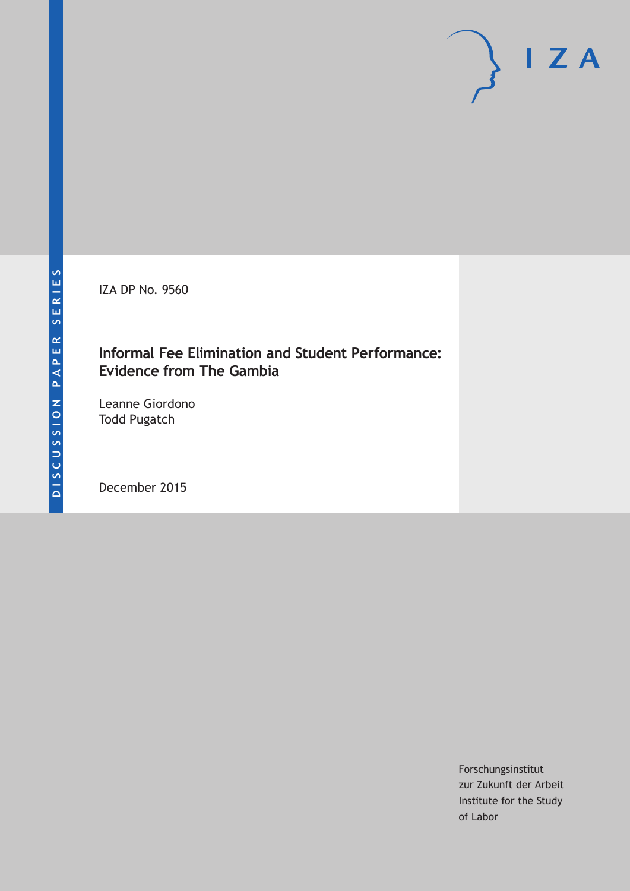DISCUSSION PAPER SERIES

IZA

IZA DP No. 9560

# Informal Fee Elimination and Student Performance: Evidence from The Gambia

Leanne Giordono
Todd Pugatch

December 2015

Forschungsinstitut
zur Zukunft der Arbeit
Institute for the Study
of Labor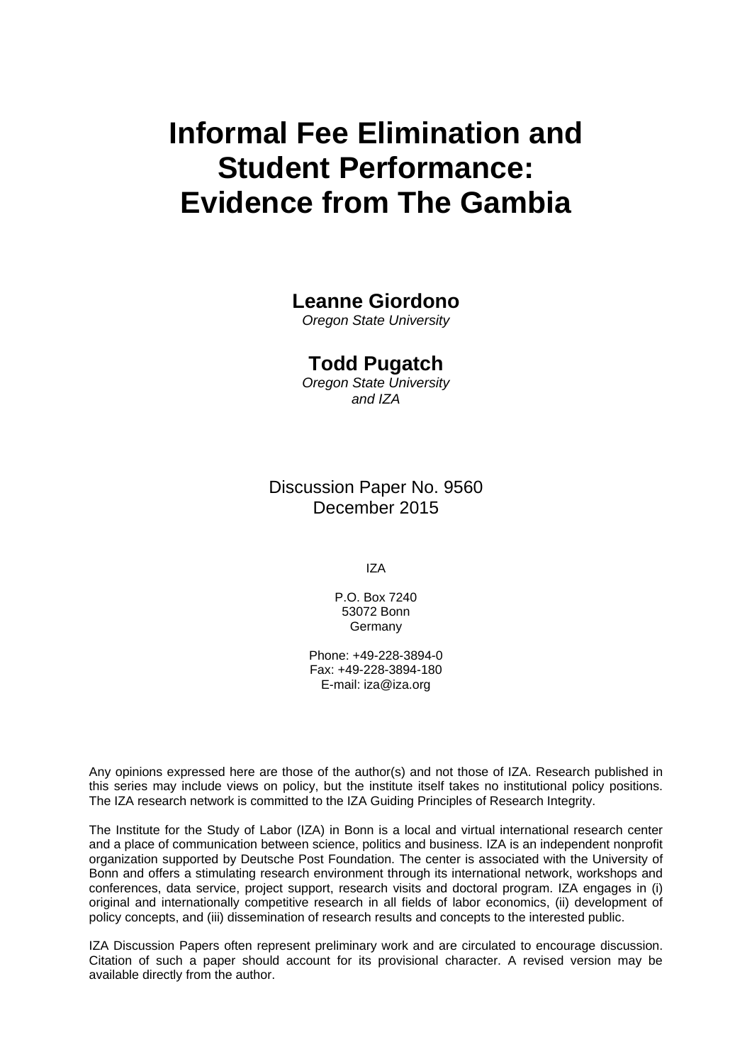# Informal Fee Elimination and Student Performance: Evidence from The Gambia

**Leanne Giordono**
*Oregon State University*

**Todd Pugatch**
*Oregon State University and IZA*

Discussion Paper No. 9560
December 2015

IZA

P.O. Box 7240
53072 Bonn
Germany

Phone: +49-228-3894-0
Fax: +49-228-3894-180
E-mail: iza@iza.org

Any opinions expressed here are those of the author(s) and not those of IZA. Research published in this series may include views on policy, but the institute itself takes no institutional policy positions. The IZA research network is committed to the IZA Guiding Principles of Research Integrity.

The Institute for the Study of Labor (IZA) in Bonn is a local and virtual international research center and a place of communication between science, politics and business. IZA is an independent nonprofit organization supported by Deutsche Post Foundation. The center is associated with the University of Bonn and offers a stimulating research environment through its international network, workshops and conferences, data service, project support, research visits and doctoral program. IZA engages in (i) original and internationally competitive research in all fields of labor economics, (ii) development of policy concepts, and (iii) dissemination of research results and concepts to the interested public.

IZA Discussion Papers often represent preliminary work and are circulated to encourage discussion. Citation of such a paper should account for its provisional character. A revised version may be available directly from the author.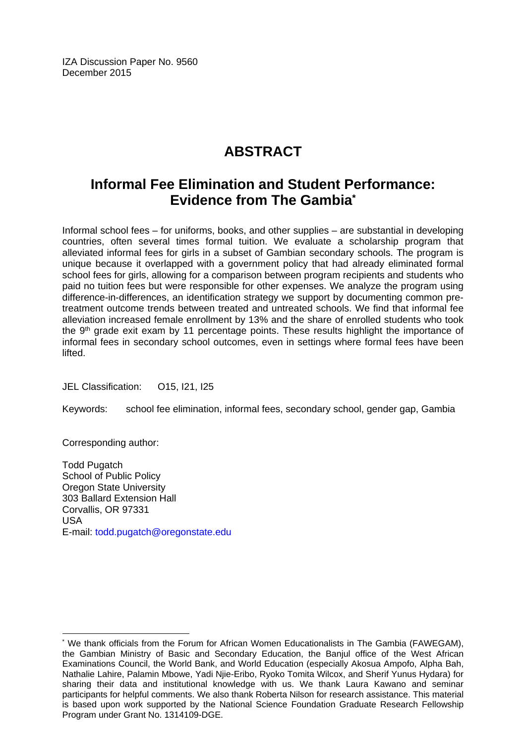IZA Discussion Paper No. 9560
December 2015

# ABSTRACT

## Informal Fee Elimination and Student Performance: Evidence from The Gambia*

Informal school fees – for uniforms, books, and other supplies – are substantial in developing countries, often several times formal tuition. We evaluate a scholarship program that alleviated informal fees for girls in a subset of Gambian secondary schools. The program is unique because it overlapped with a government policy that had already eliminated formal school fees for girls, allowing for a comparison between program recipients and students who paid no tuition fees but were responsible for other expenses. We analyze the program using difference-in-differences, an identification strategy we support by documenting common pre-treatment outcome trends between treated and untreated schools. We find that informal fee alleviation increased female enrollment by 13% and the share of enrolled students who took the 9th grade exit exam by 11 percentage points. These results highlight the importance of informal fees in secondary school outcomes, even in settings where formal fees have been lifted.

JEL Classification: O15, I21, I25

Keywords: school fee elimination, informal fees, secondary school, gender gap, Gambia

Corresponding author:

Todd Pugatch
School of Public Policy
Oregon State University
303 Ballard Extension Hall
Corvallis, OR 97331
USA
E-mail: todd.pugatch@oregonstate.edu

---

* We thank officials from the Forum for African Women Educationalists in The Gambia (FAWEGAM), the Gambian Ministry of Basic and Secondary Education, the Banjul office of the West African Examinations Council, the World Bank, and World Education (especially Akosua Ampofo, Alpha Bah, Nathalie Lahire, Palamin Mbowe, Yadi Njie-Eribo, Ryoko Tomita Wilcox, and Sherif Yunus Hydara) for sharing their data and institutional knowledge with us. We thank Laura Kawano and seminar participants for helpful comments. We also thank Roberta Nilson for research assistance. This material is based upon work supported by the National Science Foundation Graduate Research Fellowship Program under Grant No. 1314109-DGE.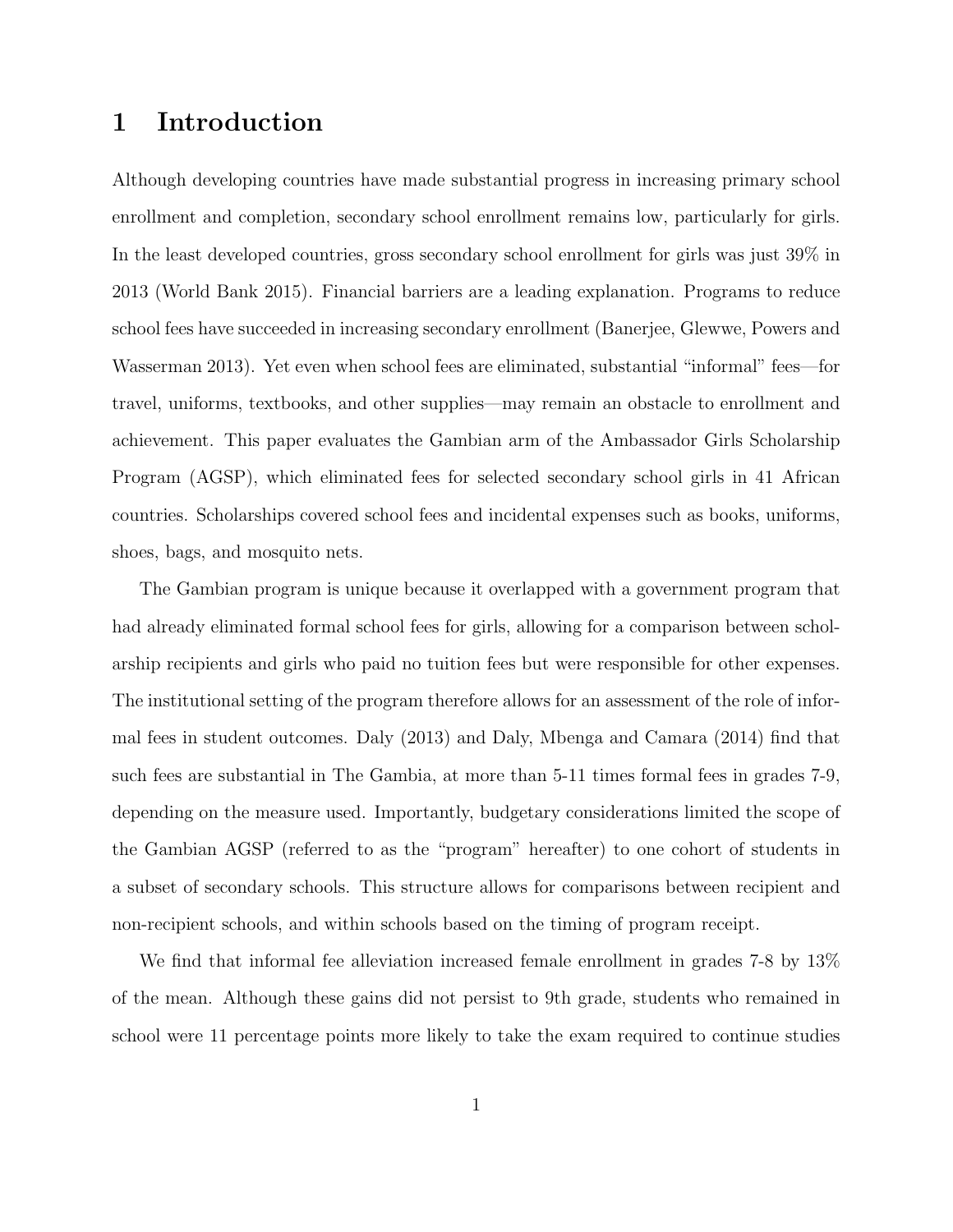# 1 Introduction

Although developing countries have made substantial progress in increasing primary school enrollment and completion, secondary school enrollment remains low, particularly for girls. In the least developed countries, gross secondary school enrollment for girls was just 39% in 2013 (World Bank 2015). Financial barriers are a leading explanation. Programs to reduce school fees have succeeded in increasing secondary enrollment (Banerjee, Glewwe, Powers and Wasserman 2013). Yet even when school fees are eliminated, substantial "informal" fees—for travel, uniforms, textbooks, and other supplies—may remain an obstacle to enrollment and achievement. This paper evaluates the Gambian arm of the Ambassador Girls Scholarship Program (AGSP), which eliminated fees for selected secondary school girls in 41 African countries. Scholarships covered school fees and incidental expenses such as books, uniforms, shoes, bags, and mosquito nets.

The Gambian program is unique because it overlapped with a government program that had already eliminated formal school fees for girls, allowing for a comparison between scholarship recipients and girls who paid no tuition fees but were responsible for other expenses. The institutional setting of the program therefore allows for an assessment of the role of informal fees in student outcomes. Daly (2013) and Daly, Mbenga and Camara (2014) find that such fees are substantial in The Gambia, at more than 5-11 times formal fees in grades 7-9, depending on the measure used. Importantly, budgetary considerations limited the scope of the Gambian AGSP (referred to as the "program" hereafter) to one cohort of students in a subset of secondary schools. This structure allows for comparisons between recipient and non-recipient schools, and within schools based on the timing of program receipt.

We find that informal fee alleviation increased female enrollment in grades 7-8 by 13% of the mean. Although these gains did not persist to 9th grade, students who remained in school were 11 percentage points more likely to take the exam required to continue studies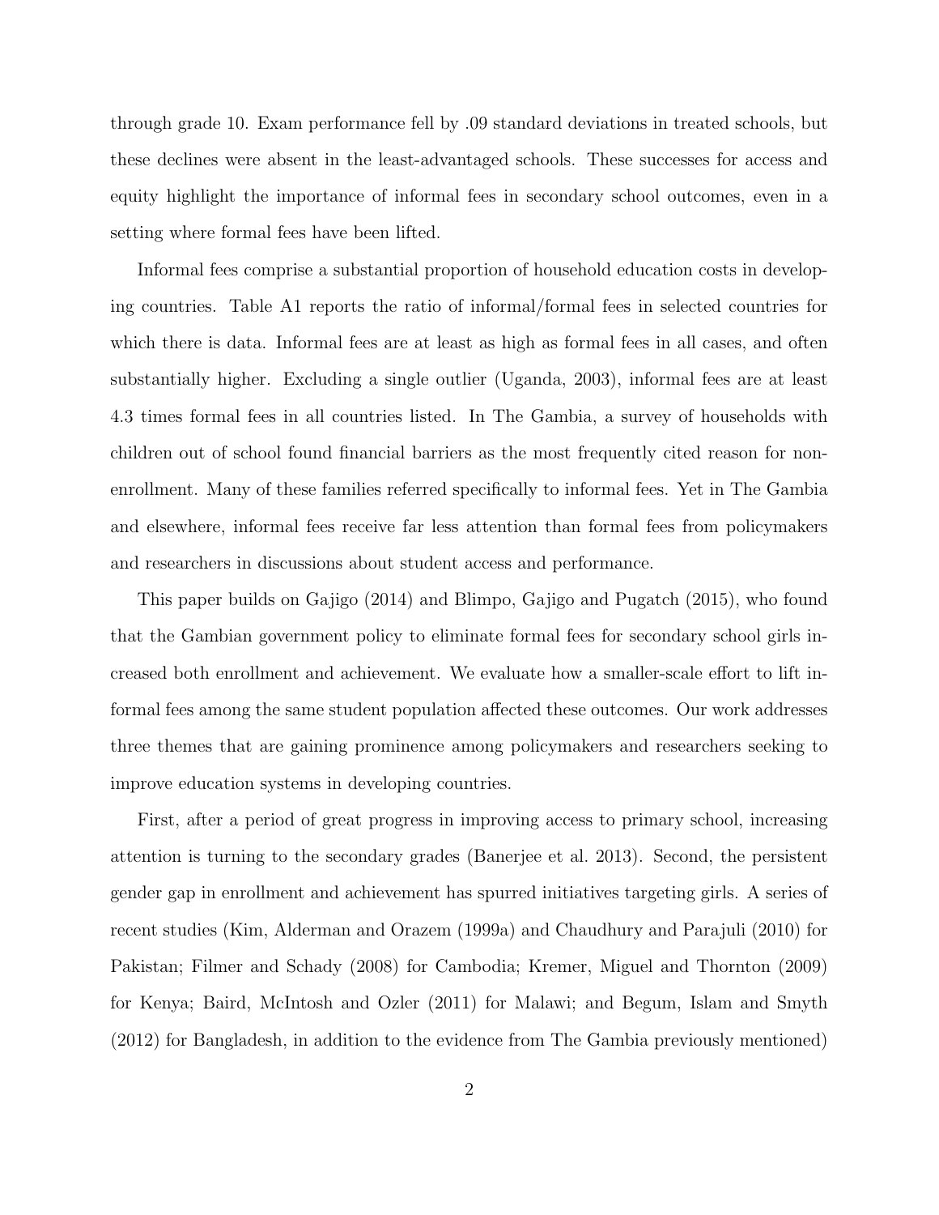through grade 10. Exam performance fell by .09 standard deviations in treated schools, but these declines were absent in the least-advantaged schools. These successes for access and equity highlight the importance of informal fees in secondary school outcomes, even in a setting where formal fees have been lifted.

Informal fees comprise a substantial proportion of household education costs in developing countries. Table A1 reports the ratio of informal/formal fees in selected countries for which there is data. Informal fees are at least as high as formal fees in all cases, and often substantially higher. Excluding a single outlier (Uganda, 2003), informal fees are at least 4.3 times formal fees in all countries listed. In The Gambia, a survey of households with children out of school found financial barriers as the most frequently cited reason for non-enrollment. Many of these families referred specifically to informal fees. Yet in The Gambia and elsewhere, informal fees receive far less attention than formal fees from policymakers and researchers in discussions about student access and performance.

This paper builds on Gajigo (2014) and Blimpo, Gajigo and Pugatch (2015), who found that the Gambian government policy to eliminate formal fees for secondary school girls increased both enrollment and achievement. We evaluate how a smaller-scale effort to lift informal fees among the same student population affected these outcomes. Our work addresses three themes that are gaining prominence among policymakers and researchers seeking to improve education systems in developing countries.

First, after a period of great progress in improving access to primary school, increasing attention is turning to the secondary grades (Banerjee et al. 2013). Second, the persistent gender gap in enrollment and achievement has spurred initiatives targeting girls. A series of recent studies (Kim, Alderman and Orazem (1999a) and Chaudhury and Parajuli (2010) for Pakistan; Filmer and Schady (2008) for Cambodia; Kremer, Miguel and Thornton (2009) for Kenya; Baird, McIntosh and Ozler (2011) for Malawi; and Begum, Islam and Smyth (2012) for Bangladesh, in addition to the evidence from The Gambia previously mentioned)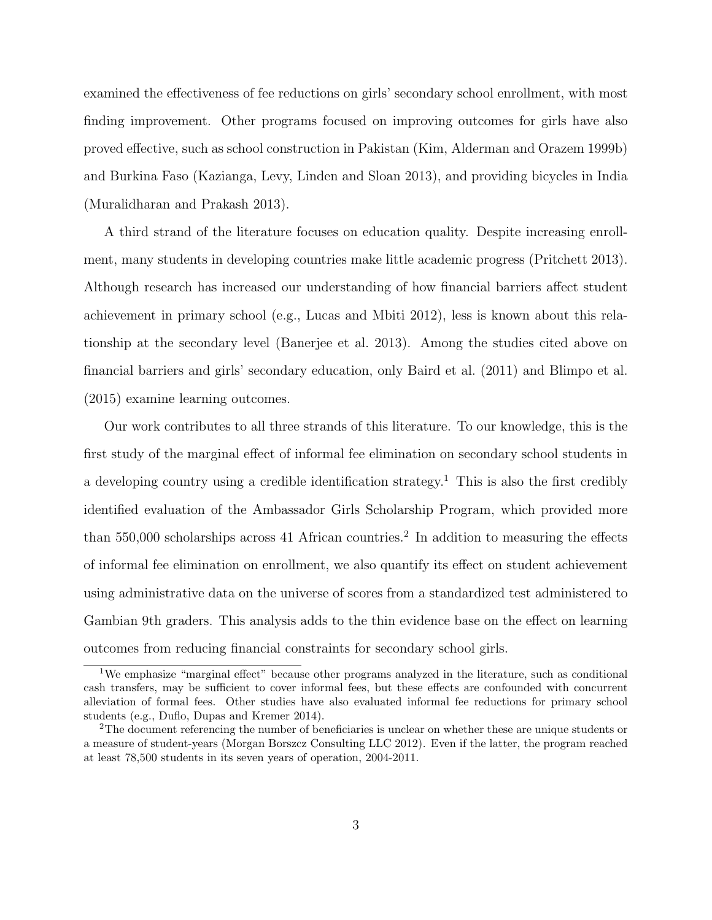examined the effectiveness of fee reductions on girls' secondary school enrollment, with most finding improvement. Other programs focused on improving outcomes for girls have also proved effective, such as school construction in Pakistan (Kim, Alderman and Orazem 1999b) and Burkina Faso (Kazianga, Levy, Linden and Sloan 2013), and providing bicycles in India (Muralidharan and Prakash 2013).

A third strand of the literature focuses on education quality. Despite increasing enrollment, many students in developing countries make little academic progress (Pritchett 2013). Although research has increased our understanding of how financial barriers affect student achievement in primary school (e.g., Lucas and Mbiti 2012), less is known about this relationship at the secondary level (Banerjee et al. 2013). Among the studies cited above on financial barriers and girls' secondary education, only Baird et al. (2011) and Blimpo et al. (2015) examine learning outcomes.

Our work contributes to all three strands of this literature. To our knowledge, this is the first study of the marginal effect of informal fee elimination on secondary school students in a developing country using a credible identification strategy.[1] This is also the first credibly identified evaluation of the Ambassador Girls Scholarship Program, which provided more than 550,000 scholarships across 41 African countries.[2] In addition to measuring the effects of informal fee elimination on enrollment, we also quantify its effect on student achievement using administrative data on the universe of scores from a standardized test administered to Gambian 9th graders. This analysis adds to the thin evidence base on the effect on learning outcomes from reducing financial constraints for secondary school girls.

[1]We emphasize "marginal effect" because other programs analyzed in the literature, such as conditional cash transfers, may be sufficient to cover informal fees, but these effects are confounded with concurrent alleviation of formal fees. Other studies have also evaluated informal fee reductions for primary school students (e.g., Duflo, Dupas and Kremer 2014).

[2]The document referencing the number of beneficiaries is unclear on whether these are unique students or a measure of student-years (Morgan Borszcz Consulting LLC 2012). Even if the latter, the program reached at least 78,500 students in its seven years of operation, 2004-2011.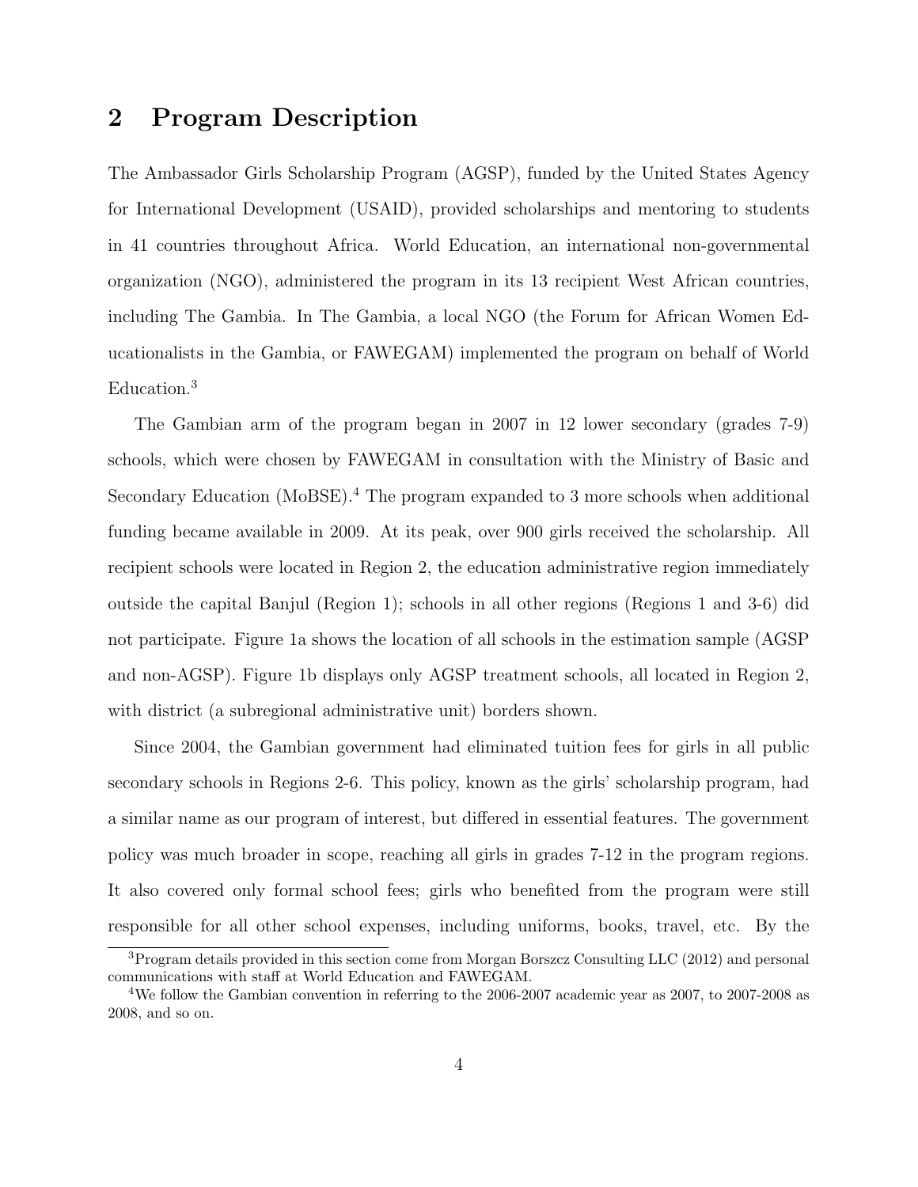## 2 Program Description

The Ambassador Girls Scholarship Program (AGSP), funded by the United States Agency for International Development (USAID), provided scholarships and mentoring to students in 41 countries throughout Africa. World Education, an international non-governmental organization (NGO), administered the program in its 13 recipient West African countries, including The Gambia. In The Gambia, a local NGO (the Forum for African Women Educationalists in the Gambia, or FAWEGAM) implemented the program on behalf of World Education.[3]

The Gambian arm of the program began in 2007 in 12 lower secondary (grades 7-9) schools, which were chosen by FAWEGAM in consultation with the Ministry of Basic and Secondary Education (MoBSE).[4] The program expanded to 3 more schools when additional funding became available in 2009. At its peak, over 900 girls received the scholarship. All recipient schools were located in Region 2, the education administrative region immediately outside the capital Banjul (Region 1); schools in all other regions (Regions 1 and 3-6) did not participate. Figure 1a shows the location of all schools in the estimation sample (AGSP and non-AGSP). Figure 1b displays only AGSP treatment schools, all located in Region 2, with district (a subregional administrative unit) borders shown.

Since 2004, the Gambian government had eliminated tuition fees for girls in all public secondary schools in Regions 2-6. This policy, known as the girls' scholarship program, had a similar name as our program of interest, but differed in essential features. The government policy was much broader in scope, reaching all girls in grades 7-12 in the program regions. It also covered only formal school fees; girls who benefited from the program were still responsible for all other school expenses, including uniforms, books, travel, etc. By the

[3] Program details provided in this section come from Morgan Borszcz Consulting LLC (2012) and personal communications with staff at World Education and FAWEGAM.

[4] We follow the Gambian convention in referring to the 2006-2007 academic year as 2007, to 2007-2008 as 2008, and so on.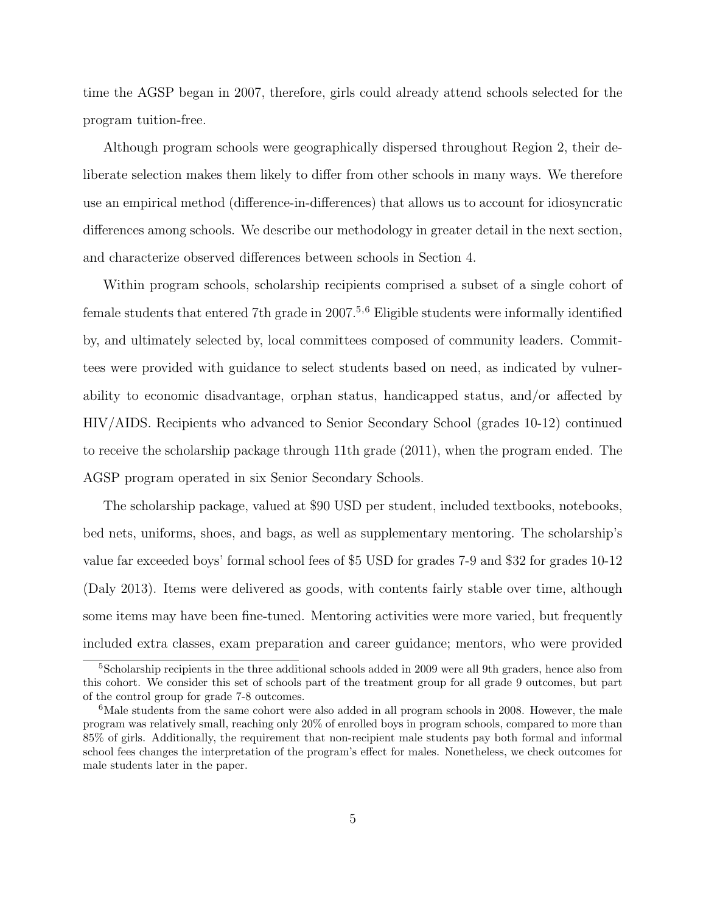time the AGSP began in 2007, therefore, girls could already attend schools selected for the program tuition-free.

Although program schools were geographically dispersed throughout Region 2, their deliberate selection makes them likely to differ from other schools in many ways. We therefore use an empirical method (difference-in-differences) that allows us to account for idiosyncratic differences among schools. We describe our methodology in greater detail in the next section, and characterize observed differences between schools in Section 4.

Within program schools, scholarship recipients comprised a subset of a single cohort of female students that entered 7th grade in 2007.[5,6] Eligible students were informally identified by, and ultimately selected by, local committees composed of community leaders. Committees were provided with guidance to select students based on need, as indicated by vulnerability to economic disadvantage, orphan status, handicapped status, and/or affected by HIV/AIDS. Recipients who advanced to Senior Secondary School (grades 10-12) continued to receive the scholarship package through 11th grade (2011), when the program ended. The AGSP program operated in six Senior Secondary Schools.

The scholarship package, valued at $90 USD per student, included textbooks, notebooks, bed nets, uniforms, shoes, and bags, as well as supplementary mentoring. The scholarship's value far exceeded boys' formal school fees of $5 USD for grades 7-9 and $32 for grades 10-12 (Daly 2013). Items were delivered as goods, with contents fairly stable over time, although some items may have been fine-tuned. Mentoring activities were more varied, but frequently included extra classes, exam preparation and career guidance; mentors, who were provided

[5] Scholarship recipients in the three additional schools added in 2009 were all 9th graders, hence also from this cohort. We consider this set of schools part of the treatment group for all grade 9 outcomes, but part of the control group for grade 7-8 outcomes.

[6] Male students from the same cohort were also added in all program schools in 2008. However, the male program was relatively small, reaching only 20% of enrolled boys in program schools, compared to more than 85% of girls. Additionally, the requirement that non-recipient male students pay both formal and informal school fees changes the interpretation of the program's effect for males. Nonetheless, we check outcomes for male students later in the paper.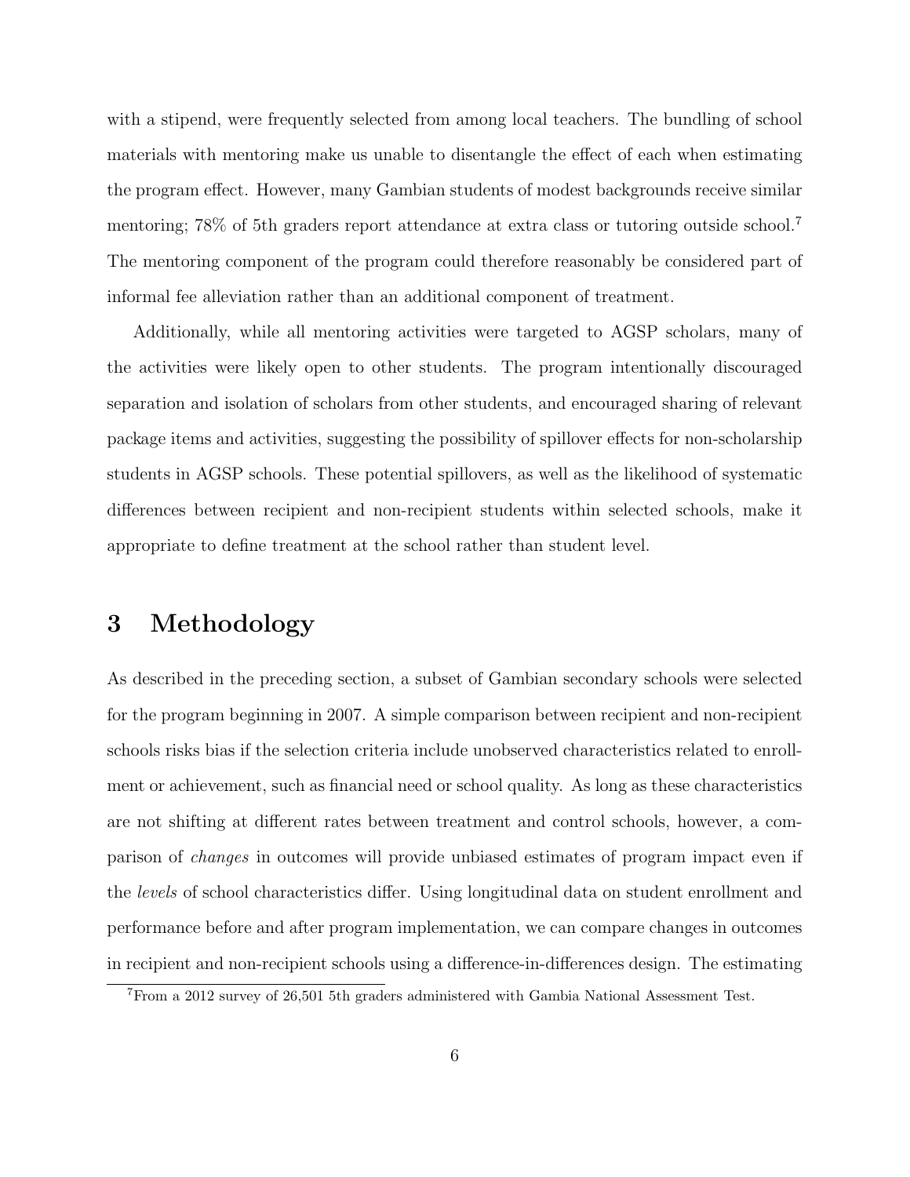with a stipend, were frequently selected from among local teachers. The bundling of school materials with mentoring make us unable to disentangle the effect of each when estimating the program effect. However, many Gambian students of modest backgrounds receive similar mentoring; 78% of 5th graders report attendance at extra class or tutoring outside school.[7] The mentoring component of the program could therefore reasonably be considered part of informal fee alleviation rather than an additional component of treatment.

Additionally, while all mentoring activities were targeted to AGSP scholars, many of the activities were likely open to other students. The program intentionally discouraged separation and isolation of scholars from other students, and encouraged sharing of relevant package items and activities, suggesting the possibility of spillover effects for non-scholarship students in AGSP schools. These potential spillovers, as well as the likelihood of systematic differences between recipient and non-recipient students within selected schools, make it appropriate to define treatment at the school rather than student level.

# 3 Methodology

As described in the preceding section, a subset of Gambian secondary schools were selected for the program beginning in 2007. A simple comparison between recipient and non-recipient schools risks bias if the selection criteria include unobserved characteristics related to enrollment or achievement, such as financial need or school quality. As long as these characteristics are not shifting at different rates between treatment and control schools, however, a comparison of *changes* in outcomes will provide unbiased estimates of program impact even if the *levels* of school characteristics differ. Using longitudinal data on student enrollment and performance before and after program implementation, we can compare changes in outcomes in recipient and non-recipient schools using a difference-in-differences design. The estimating

[7] From a 2012 survey of 26,501 5th graders administered with Gambia National Assessment Test.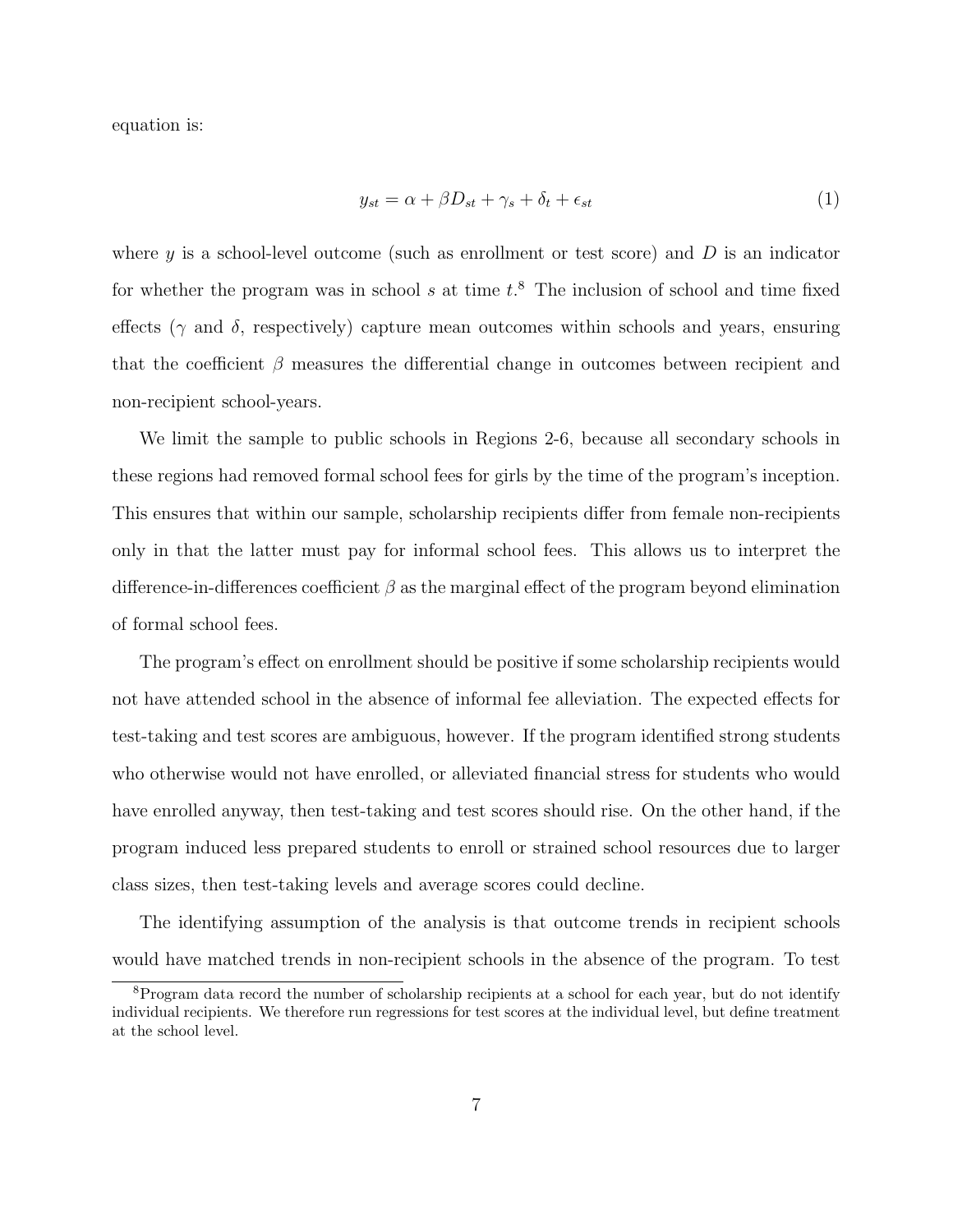equation is:

$$y_{st} = \alpha + \beta D_{st} + \gamma_s + \delta_t + \epsilon_{st} \tag{1}$$

where $y$ is a school-level outcome (such as enrollment or test score) and $D$ is an indicator for whether the program was in school $s$ at time $t$.[8] The inclusion of school and time fixed effects ($\gamma$ and $\delta$, respectively) capture mean outcomes within schools and years, ensuring that the coefficient $\beta$ measures the differential change in outcomes between recipient and non-recipient school-years.

We limit the sample to public schools in Regions 2-6, because all secondary schools in these regions had removed formal school fees for girls by the time of the program's inception. This ensures that within our sample, scholarship recipients differ from female non-recipients only in that the latter must pay for informal school fees. This allows us to interpret the difference-in-differences coefficient $\beta$ as the marginal effect of the program beyond elimination of formal school fees.

The program's effect on enrollment should be positive if some scholarship recipients would not have attended school in the absence of informal fee alleviation. The expected effects for test-taking and test scores are ambiguous, however. If the program identified strong students who otherwise would not have enrolled, or alleviated financial stress for students who would have enrolled anyway, then test-taking and test scores should rise. On the other hand, if the program induced less prepared students to enroll or strained school resources due to larger class sizes, then test-taking levels and average scores could decline.

The identifying assumption of the analysis is that outcome trends in recipient schools would have matched trends in non-recipient schools in the absence of the program. To test

[8] Program data record the number of scholarship recipients at a school for each year, but do not identify individual recipients. We therefore run regressions for test scores at the individual level, but define treatment at the school level.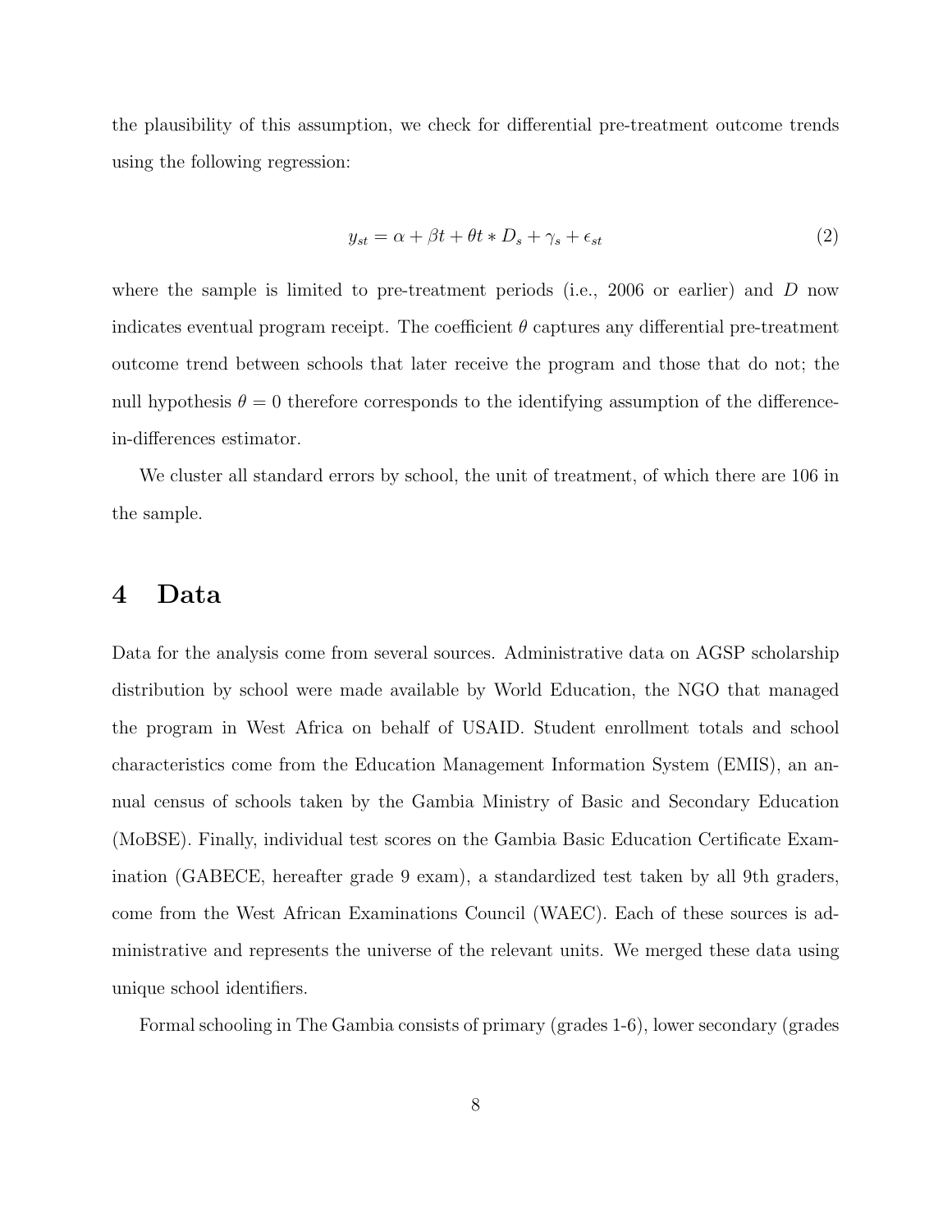the plausibility of this assumption, we check for differential pre-treatment outcome trends using the following regression:

$$y_{st} = \alpha + \beta t + \theta t * D_s + \gamma_s + \epsilon_{st} \tag{2}$$

where the sample is limited to pre-treatment periods (i.e., 2006 or earlier) and $D$ now indicates eventual program receipt. The coefficient $\theta$ captures any differential pre-treatment outcome trend between schools that later receive the program and those that do not; the null hypothesis $\theta = 0$ therefore corresponds to the identifying assumption of the difference-in-differences estimator.

We cluster all standard errors by school, the unit of treatment, of which there are 106 in the sample.

# 4 Data

Data for the analysis come from several sources. Administrative data on AGSP scholarship distribution by school were made available by World Education, the NGO that managed the program in West Africa on behalf of USAID. Student enrollment totals and school characteristics come from the Education Management Information System (EMIS), an annual census of schools taken by the Gambia Ministry of Basic and Secondary Education (MoBSE). Finally, individual test scores on the Gambia Basic Education Certificate Examination (GABECE, hereafter grade 9 exam), a standardized test taken by all 9th graders, come from the West African Examinations Council (WAEC). Each of these sources is administrative and represents the universe of the relevant units. We merged these data using unique school identifiers.

Formal schooling in The Gambia consists of primary (grades 1-6), lower secondary (grades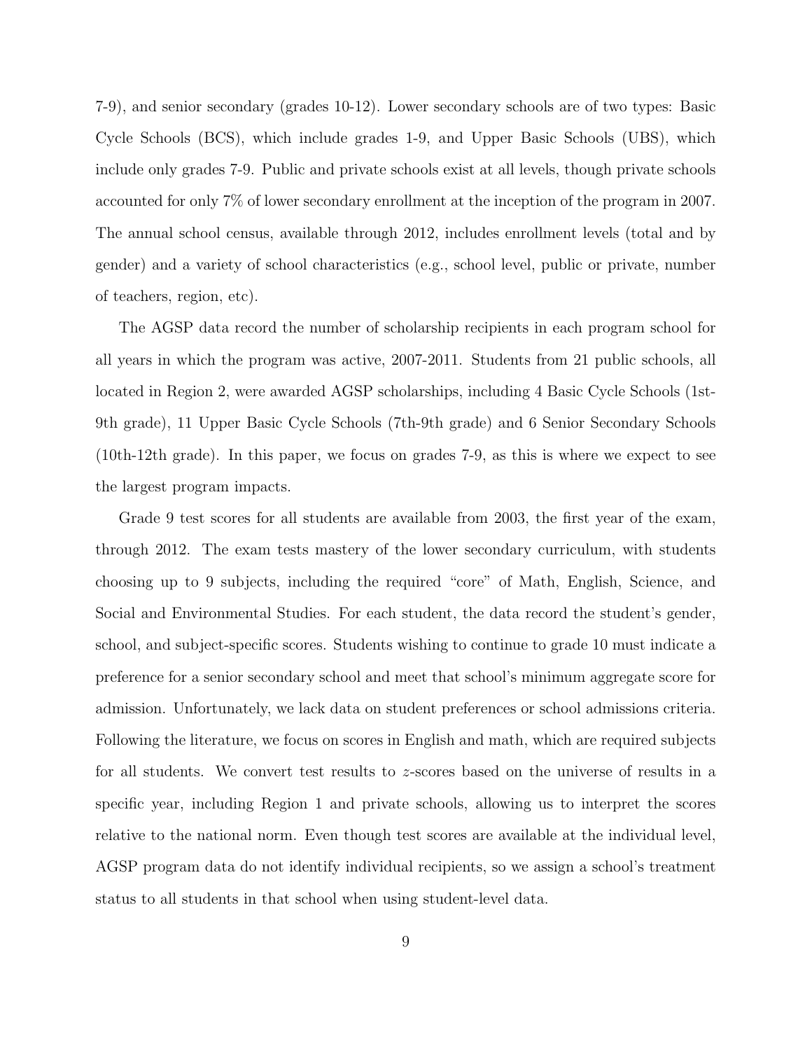7-9), and senior secondary (grades 10-12). Lower secondary schools are of two types: Basic Cycle Schools (BCS), which include grades 1-9, and Upper Basic Schools (UBS), which include only grades 7-9. Public and private schools exist at all levels, though private schools accounted for only 7% of lower secondary enrollment at the inception of the program in 2007. The annual school census, available through 2012, includes enrollment levels (total and by gender) and a variety of school characteristics (e.g., school level, public or private, number of teachers, region, etc).

The AGSP data record the number of scholarship recipients in each program school for all years in which the program was active, 2007-2011. Students from 21 public schools, all located in Region 2, were awarded AGSP scholarships, including 4 Basic Cycle Schools (1st-9th grade), 11 Upper Basic Cycle Schools (7th-9th grade) and 6 Senior Secondary Schools (10th-12th grade). In this paper, we focus on grades 7-9, as this is where we expect to see the largest program impacts.

Grade 9 test scores for all students are available from 2003, the first year of the exam, through 2012. The exam tests mastery of the lower secondary curriculum, with students choosing up to 9 subjects, including the required "core" of Math, English, Science, and Social and Environmental Studies. For each student, the data record the student's gender, school, and subject-specific scores. Students wishing to continue to grade 10 must indicate a preference for a senior secondary school and meet that school's minimum aggregate score for admission. Unfortunately, we lack data on student preferences or school admissions criteria. Following the literature, we focus on scores in English and math, which are required subjects for all students. We convert test results to $z$-scores based on the universe of results in a specific year, including Region 1 and private schools, allowing us to interpret the scores relative to the national norm. Even though test scores are available at the individual level, AGSP program data do not identify individual recipients, so we assign a school's treatment status to all students in that school when using student-level data.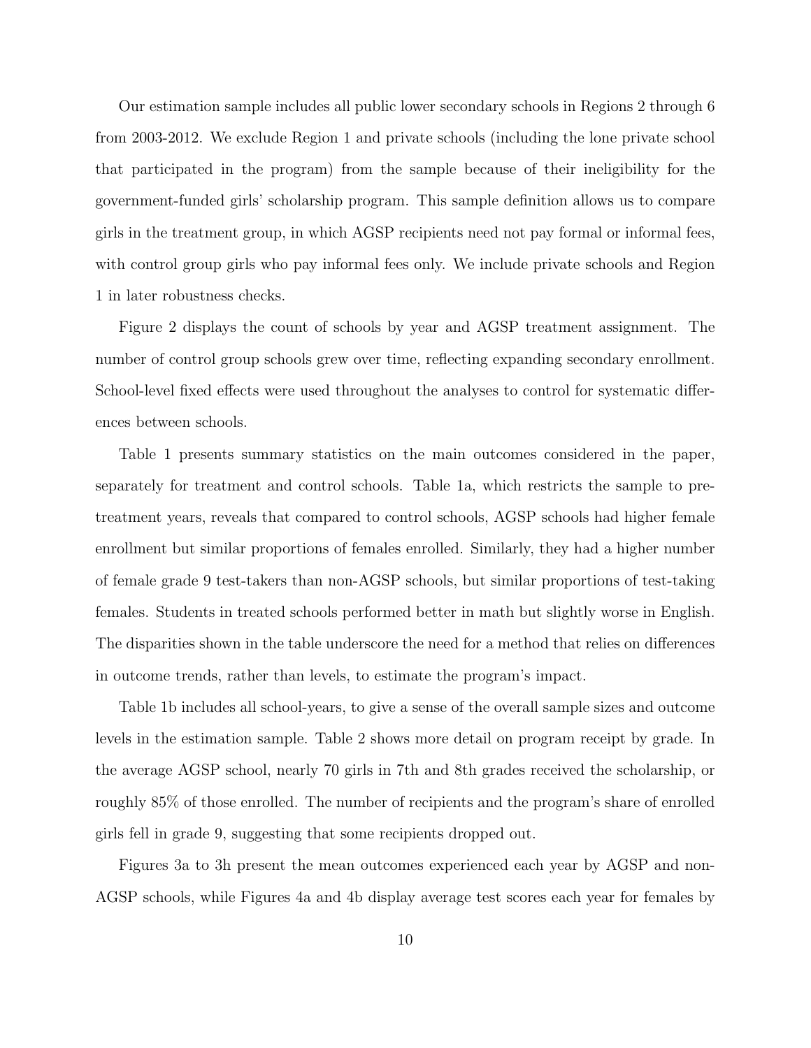Our estimation sample includes all public lower secondary schools in Regions 2 through 6 from 2003-2012. We exclude Region 1 and private schools (including the lone private school that participated in the program) from the sample because of their ineligibility for the government-funded girls' scholarship program. This sample definition allows us to compare girls in the treatment group, in which AGSP recipients need not pay formal or informal fees, with control group girls who pay informal fees only. We include private schools and Region 1 in later robustness checks.

Figure 2 displays the count of schools by year and AGSP treatment assignment. The number of control group schools grew over time, reflecting expanding secondary enrollment. School-level fixed effects were used throughout the analyses to control for systematic differences between schools.

Table 1 presents summary statistics on the main outcomes considered in the paper, separately for treatment and control schools. Table 1a, which restricts the sample to pre-treatment years, reveals that compared to control schools, AGSP schools had higher female enrollment but similar proportions of females enrolled. Similarly, they had a higher number of female grade 9 test-takers than non-AGSP schools, but similar proportions of test-taking females. Students in treated schools performed better in math but slightly worse in English. The disparities shown in the table underscore the need for a method that relies on differences in outcome trends, rather than levels, to estimate the program's impact.

Table 1b includes all school-years, to give a sense of the overall sample sizes and outcome levels in the estimation sample. Table 2 shows more detail on program receipt by grade. In the average AGSP school, nearly 70 girls in 7th and 8th grades received the scholarship, or roughly 85% of those enrolled. The number of recipients and the program's share of enrolled girls fell in grade 9, suggesting that some recipients dropped out.

Figures 3a to 3h present the mean outcomes experienced each year by AGSP and non-AGSP schools, while Figures 4a and 4b display average test scores each year for females by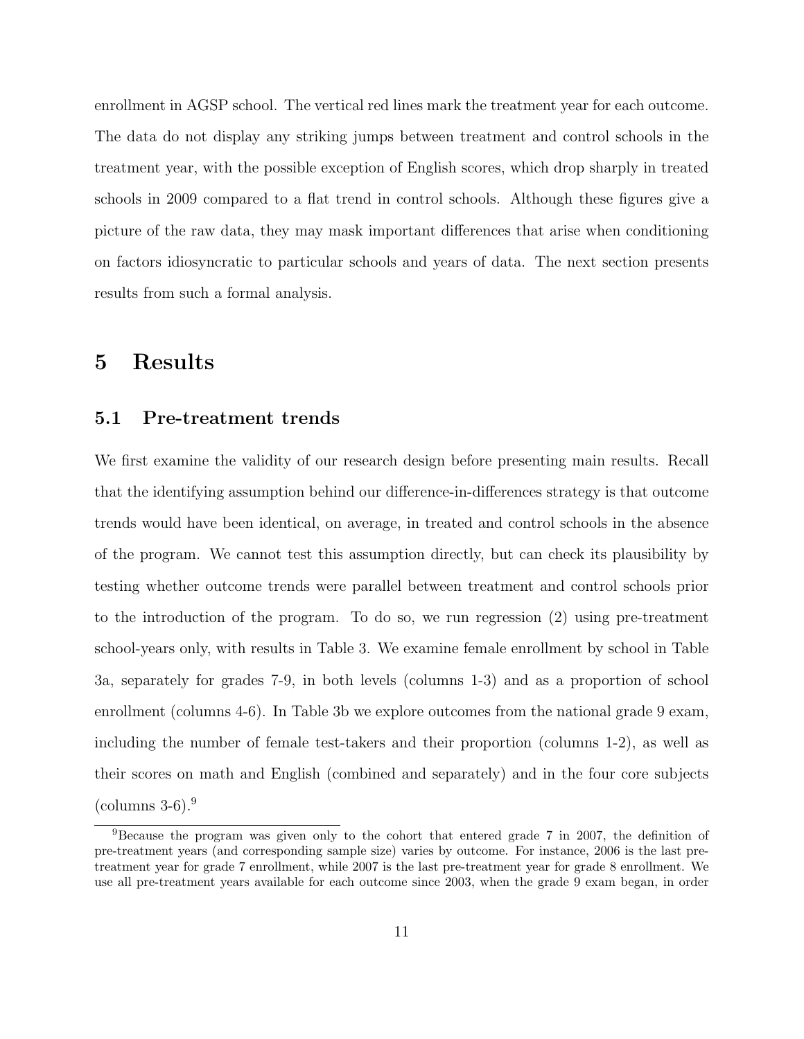enrollment in AGSP school. The vertical red lines mark the treatment year for each outcome. The data do not display any striking jumps between treatment and control schools in the treatment year, with the possible exception of English scores, which drop sharply in treated schools in 2009 compared to a flat trend in control schools. Although these figures give a picture of the raw data, they may mask important differences that arise when conditioning on factors idiosyncratic to particular schools and years of data. The next section presents results from such a formal analysis.

# 5 Results

## 5.1 Pre-treatment trends

We first examine the validity of our research design before presenting main results. Recall that the identifying assumption behind our difference-in-differences strategy is that outcome trends would have been identical, on average, in treated and control schools in the absence of the program. We cannot test this assumption directly, but can check its plausibility by testing whether outcome trends were parallel between treatment and control schools prior to the introduction of the program. To do so, we run regression (2) using pre-treatment school-years only, with results in Table 3. We examine female enrollment by school in Table 3a, separately for grades 7-9, in both levels (columns 1-3) and as a proportion of school enrollment (columns 4-6). In Table 3b we explore outcomes from the national grade 9 exam, including the number of female test-takers and their proportion (columns 1-2), as well as their scores on math and English (combined and separately) and in the four core subjects (columns 3-6).[9]

[9]Because the program was given only to the cohort that entered grade 7 in 2007, the definition of pre-treatment years (and corresponding sample size) varies by outcome. For instance, 2006 is the last pre-treatment year for grade 7 enrollment, while 2007 is the last pre-treatment year for grade 8 enrollment. We use all pre-treatment years available for each outcome since 2003, when the grade 9 exam began, in order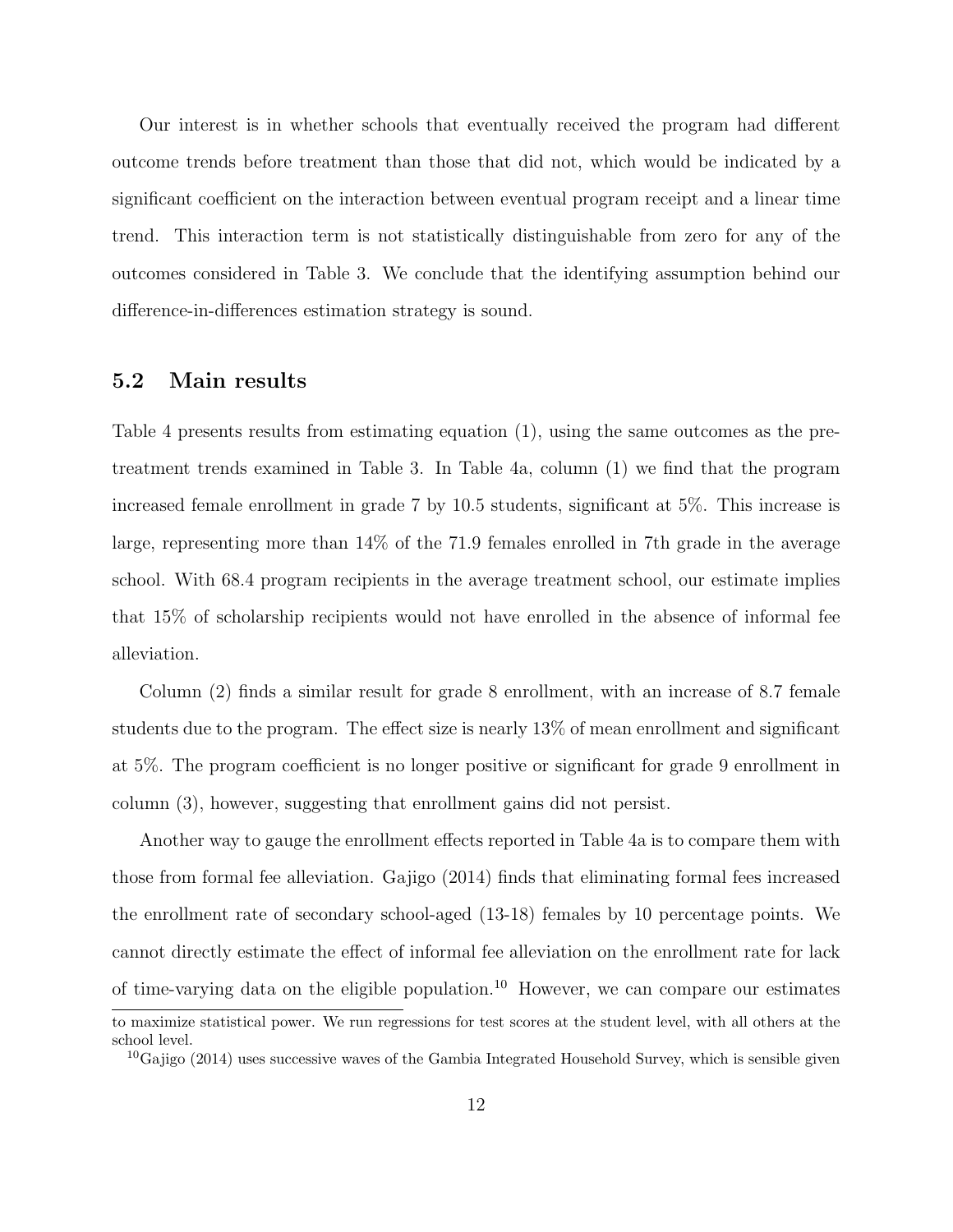Our interest is in whether schools that eventually received the program had different outcome trends before treatment than those that did not, which would be indicated by a significant coefficient on the interaction between eventual program receipt and a linear time trend. This interaction term is not statistically distinguishable from zero for any of the outcomes considered in Table 3. We conclude that the identifying assumption behind our difference-in-differences estimation strategy is sound.

## 5.2 Main results

Table 4 presents results from estimating equation (1), using the same outcomes as the pre-treatment trends examined in Table 3. In Table 4a, column (1) we find that the program increased female enrollment in grade 7 by 10.5 students, significant at 5%. This increase is large, representing more than 14% of the 71.9 females enrolled in 7th grade in the average school. With 68.4 program recipients in the average treatment school, our estimate implies that 15% of scholarship recipients would not have enrolled in the absence of informal fee alleviation.

Column (2) finds a similar result for grade 8 enrollment, with an increase of 8.7 female students due to the program. The effect size is nearly 13% of mean enrollment and significant at 5%. The program coefficient is no longer positive or significant for grade 9 enrollment in column (3), however, suggesting that enrollment gains did not persist.

Another way to gauge the enrollment effects reported in Table 4a is to compare them with those from formal fee alleviation. Gajigo (2014) finds that eliminating formal fees increased the enrollment rate of secondary school-aged (13-18) females by 10 percentage points. We cannot directly estimate the effect of informal fee alleviation on the enrollment rate for lack of time-varying data on the eligible population.[10] However, we can compare our estimates

to maximize statistical power. We run regressions for test scores at the student level, with all others at the school level.

[10] Gajigo (2014) uses successive waves of the Gambia Integrated Household Survey, which is sensible given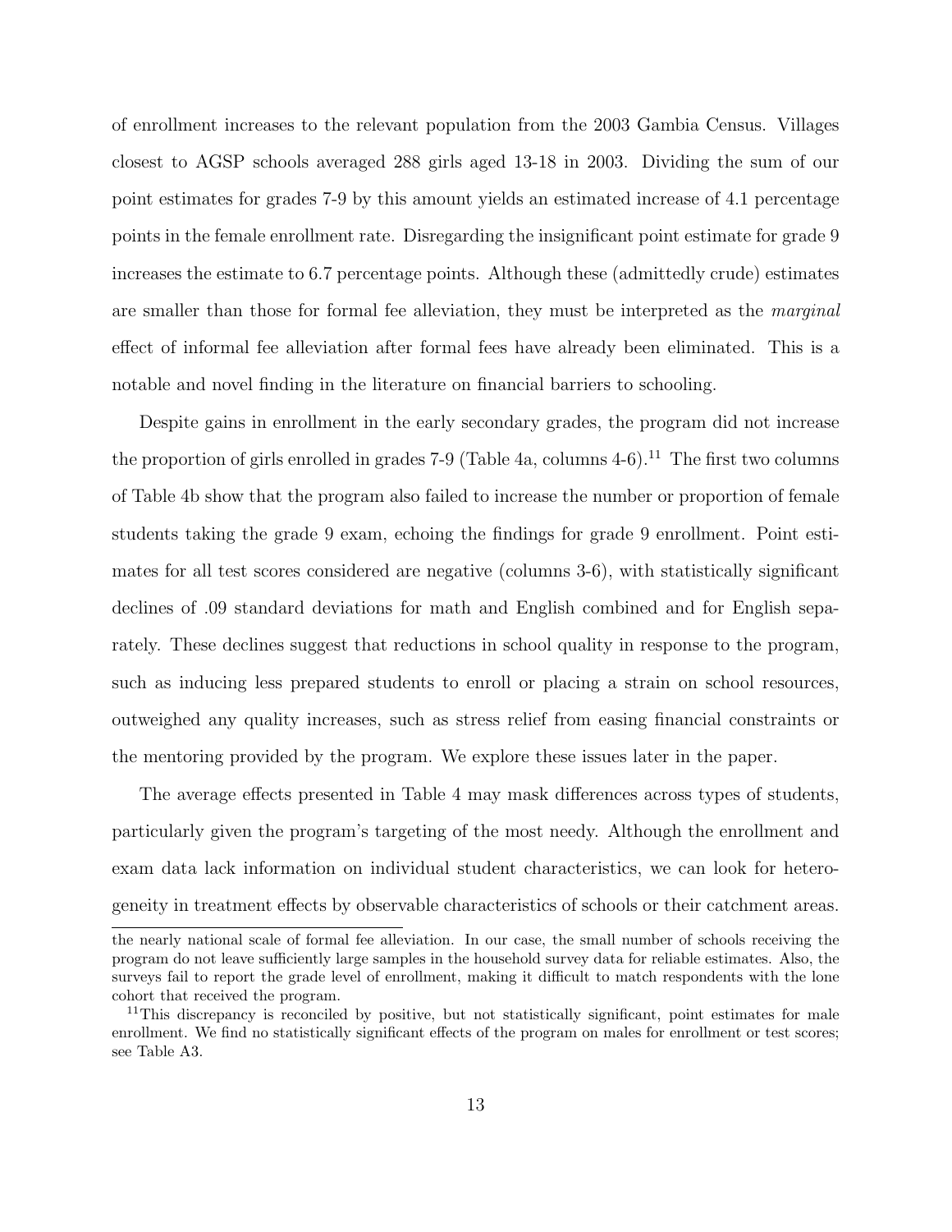of enrollment increases to the relevant population from the 2003 Gambia Census. Villages closest to AGSP schools averaged 288 girls aged 13-18 in 2003. Dividing the sum of our point estimates for grades 7-9 by this amount yields an estimated increase of 4.1 percentage points in the female enrollment rate. Disregarding the insignificant point estimate for grade 9 increases the estimate to 6.7 percentage points. Although these (admittedly crude) estimates are smaller than those for formal fee alleviation, they must be interpreted as the *marginal* effect of informal fee alleviation after formal fees have already been eliminated. This is a notable and novel finding in the literature on financial barriers to schooling.

Despite gains in enrollment in the early secondary grades, the program did not increase the proportion of girls enrolled in grades 7-9 (Table 4a, columns 4-6).[11] The first two columns of Table 4b show that the program also failed to increase the number or proportion of female students taking the grade 9 exam, echoing the findings for grade 9 enrollment. Point estimates for all test scores considered are negative (columns 3-6), with statistically significant declines of .09 standard deviations for math and English combined and for English separately. These declines suggest that reductions in school quality in response to the program, such as inducing less prepared students to enroll or placing a strain on school resources, outweighed any quality increases, such as stress relief from easing financial constraints or the mentoring provided by the program. We explore these issues later in the paper.

The average effects presented in Table 4 may mask differences across types of students, particularly given the program's targeting of the most needy. Although the enrollment and exam data lack information on individual student characteristics, we can look for heterogeneity in treatment effects by observable characteristics of schools or their catchment areas.

the nearly national scale of formal fee alleviation. In our case, the small number of schools receiving the program do not leave sufficiently large samples in the household survey data for reliable estimates. Also, the surveys fail to report the grade level of enrollment, making it difficult to match respondents with the lone cohort that received the program.

[11] This discrepancy is reconciled by positive, but not statistically significant, point estimates for male enrollment. We find no statistically significant effects of the program on males for enrollment or test scores; see Table A3.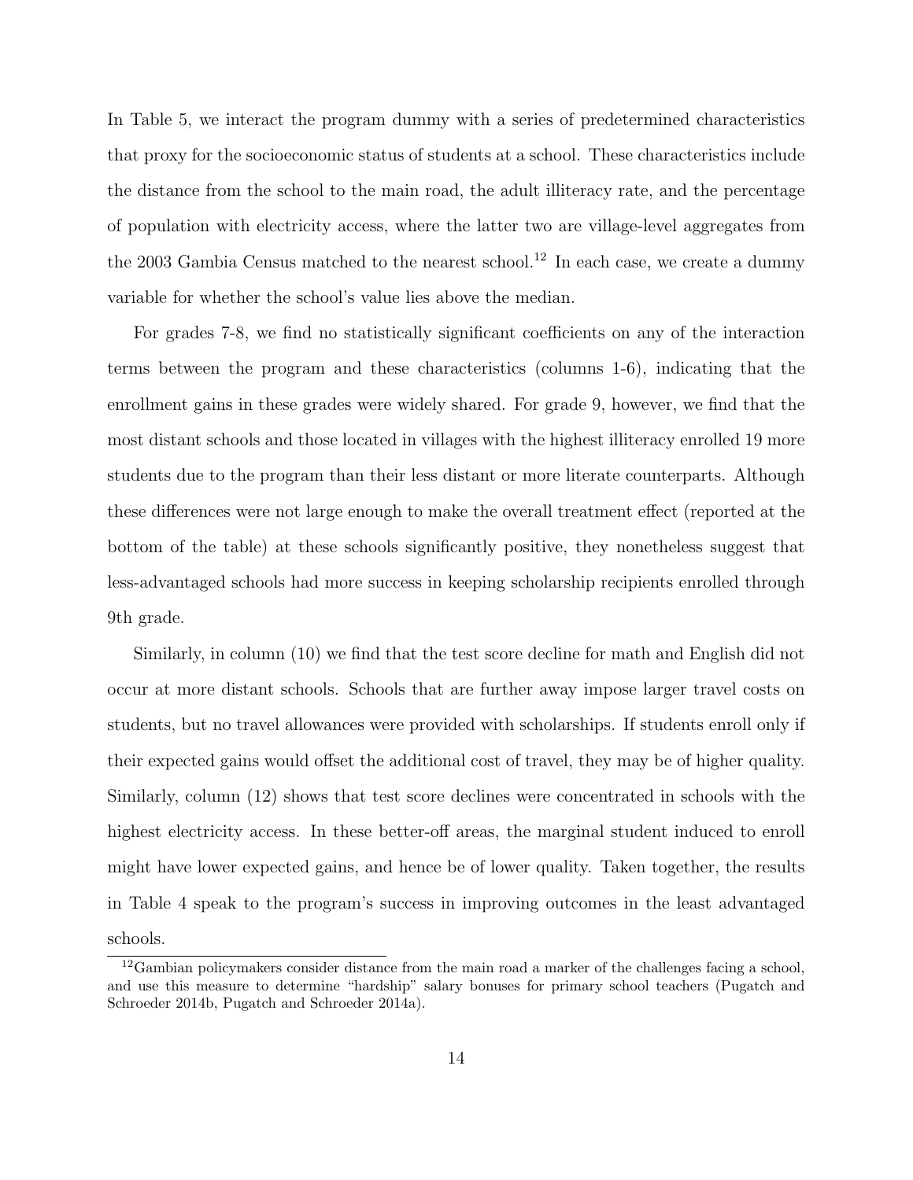In Table 5, we interact the program dummy with a series of predetermined characteristics that proxy for the socioeconomic status of students at a school. These characteristics include the distance from the school to the main road, the adult illiteracy rate, and the percentage of population with electricity access, where the latter two are village-level aggregates from the 2003 Gambia Census matched to the nearest school.[12] In each case, we create a dummy variable for whether the school's value lies above the median.

For grades 7-8, we find no statistically significant coefficients on any of the interaction terms between the program and these characteristics (columns 1-6), indicating that the enrollment gains in these grades were widely shared. For grade 9, however, we find that the most distant schools and those located in villages with the highest illiteracy enrolled 19 more students due to the program than their less distant or more literate counterparts. Although these differences were not large enough to make the overall treatment effect (reported at the bottom of the table) at these schools significantly positive, they nonetheless suggest that less-advantaged schools had more success in keeping scholarship recipients enrolled through 9th grade.

Similarly, in column (10) we find that the test score decline for math and English did not occur at more distant schools. Schools that are further away impose larger travel costs on students, but no travel allowances were provided with scholarships. If students enroll only if their expected gains would offset the additional cost of travel, they may be of higher quality. Similarly, column (12) shows that test score declines were concentrated in schools with the highest electricity access. In these better-off areas, the marginal student induced to enroll might have lower expected gains, and hence be of lower quality. Taken together, the results in Table 4 speak to the program's success in improving outcomes in the least advantaged schools.

[12]Gambian policymakers consider distance from the main road a marker of the challenges facing a school, and use this measure to determine "hardship" salary bonuses for primary school teachers (Pugatch and Schroeder 2014b, Pugatch and Schroeder 2014a).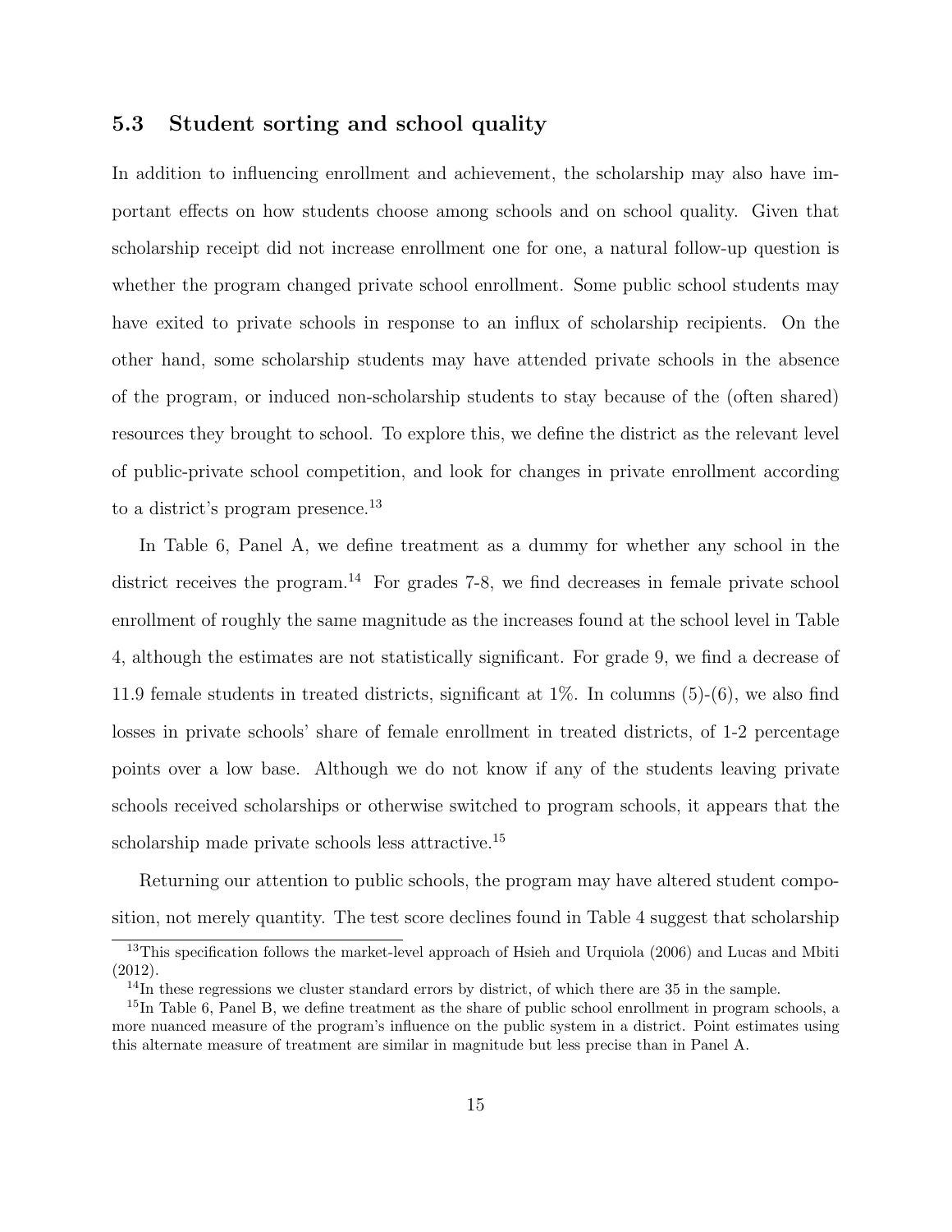### 5.3 Student sorting and school quality

In addition to influencing enrollment and achievement, the scholarship may also have important effects on how students choose among schools and on school quality. Given that scholarship receipt did not increase enrollment one for one, a natural follow-up question is whether the program changed private school enrollment. Some public school students may have exited to private schools in response to an influx of scholarship recipients. On the other hand, some scholarship students may have attended private schools in the absence of the program, or induced non-scholarship students to stay because of the (often shared) resources they brought to school. To explore this, we define the district as the relevant level of public-private school competition, and look for changes in private enrollment according to a district's program presence.[13]

In Table 6, Panel A, we define treatment as a dummy for whether any school in the district receives the program.[14] For grades 7-8, we find decreases in female private school enrollment of roughly the same magnitude as the increases found at the school level in Table 4, although the estimates are not statistically significant. For grade 9, we find a decrease of 11.9 female students in treated districts, significant at 1%. In columns (5)-(6), we also find losses in private schools' share of female enrollment in treated districts, of 1-2 percentage points over a low base. Although we do not know if any of the students leaving private schools received scholarships or otherwise switched to program schools, it appears that the scholarship made private schools less attractive.[15]

Returning our attention to public schools, the program may have altered student composition, not merely quantity. The test score declines found in Table 4 suggest that scholarship

[13] This specification follows the market-level approach of Hsieh and Urquiola (2006) and Lucas and Mbiti (2012).

[14] In these regressions we cluster standard errors by district, of which there are 35 in the sample.

[15] In Table 6, Panel B, we define treatment as the share of public school enrollment in program schools, a more nuanced measure of the program's influence on the public system in a district. Point estimates using this alternate measure of treatment are similar in magnitude but less precise than in Panel A.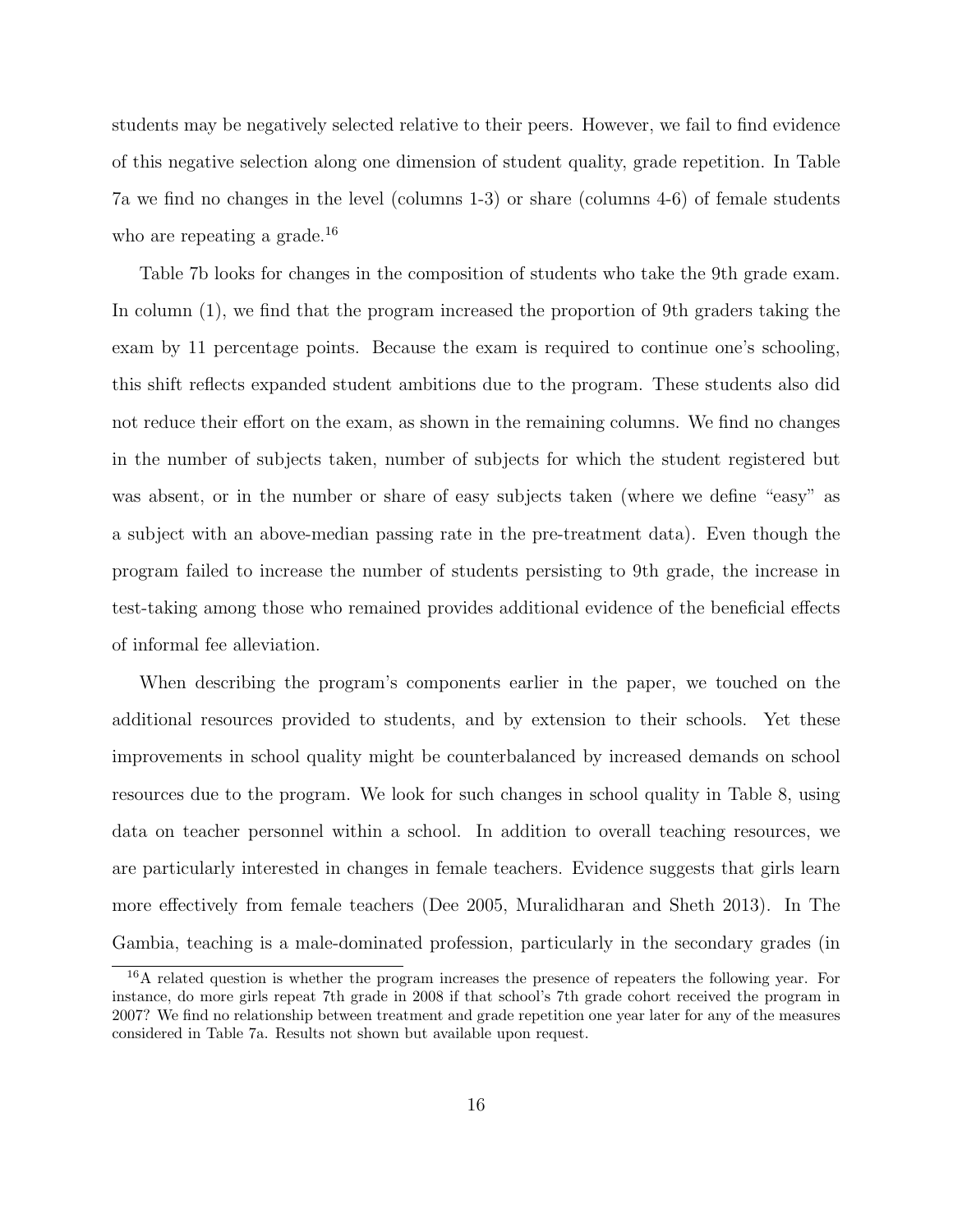students may be negatively selected relative to their peers. However, we fail to find evidence of this negative selection along one dimension of student quality, grade repetition. In Table 7a we find no changes in the level (columns 1-3) or share (columns 4-6) of female students who are repeating a grade.[16]

Table 7b looks for changes in the composition of students who take the 9th grade exam. In column (1), we find that the program increased the proportion of 9th graders taking the exam by 11 percentage points. Because the exam is required to continue one's schooling, this shift reflects expanded student ambitions due to the program. These students also did not reduce their effort on the exam, as shown in the remaining columns. We find no changes in the number of subjects taken, number of subjects for which the student registered but was absent, or in the number or share of easy subjects taken (where we define "easy" as a subject with an above-median passing rate in the pre-treatment data). Even though the program failed to increase the number of students persisting to 9th grade, the increase in test-taking among those who remained provides additional evidence of the beneficial effects of informal fee alleviation.

When describing the program's components earlier in the paper, we touched on the additional resources provided to students, and by extension to their schools. Yet these improvements in school quality might be counterbalanced by increased demands on school resources due to the program. We look for such changes in school quality in Table 8, using data on teacher personnel within a school. In addition to overall teaching resources, we are particularly interested in changes in female teachers. Evidence suggests that girls learn more effectively from female teachers (Dee 2005, Muralidharan and Sheth 2013). In The Gambia, teaching is a male-dominated profession, particularly in the secondary grades (in

[16] A related question is whether the program increases the presence of repeaters the following year. For instance, do more girls repeat 7th grade in 2008 if that school's 7th grade cohort received the program in 2007? We find no relationship between treatment and grade repetition one year later for any of the measures considered in Table 7a. Results not shown but available upon request.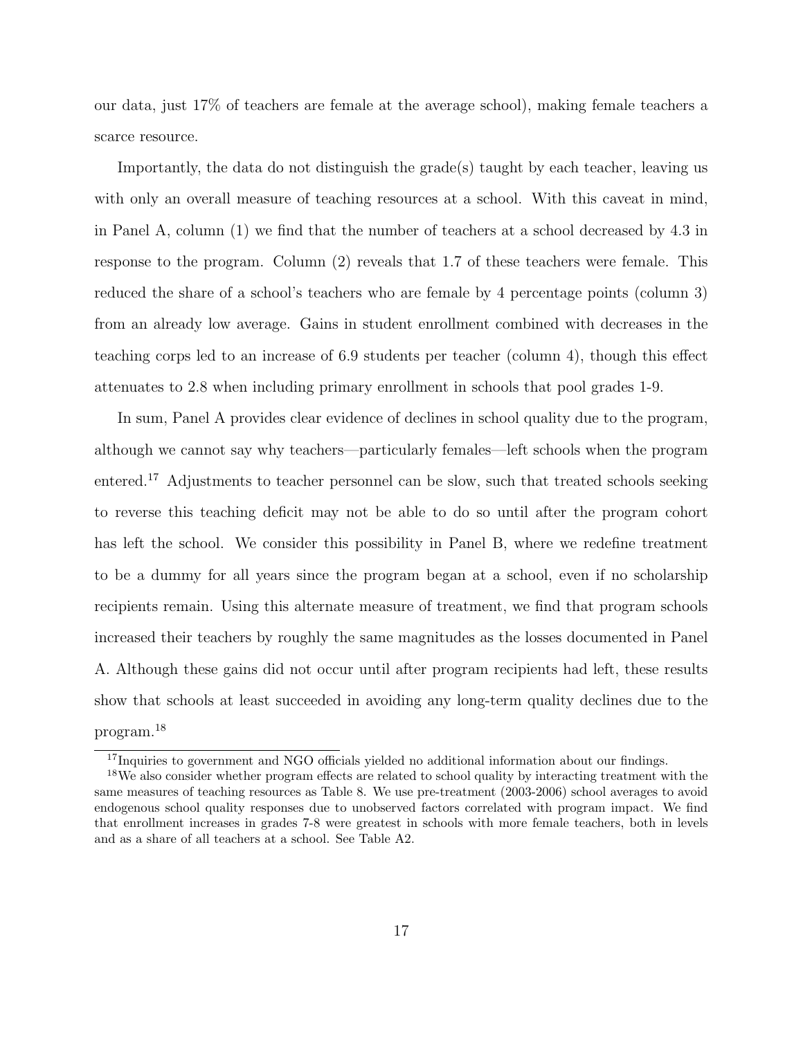our data, just 17% of teachers are female at the average school), making female teachers a scarce resource.

Importantly, the data do not distinguish the grade(s) taught by each teacher, leaving us with only an overall measure of teaching resources at a school. With this caveat in mind, in Panel A, column (1) we find that the number of teachers at a school decreased by 4.3 in response to the program. Column (2) reveals that 1.7 of these teachers were female. This reduced the share of a school's teachers who are female by 4 percentage points (column 3) from an already low average. Gains in student enrollment combined with decreases in the teaching corps led to an increase of 6.9 students per teacher (column 4), though this effect attenuates to 2.8 when including primary enrollment in schools that pool grades 1-9.

In sum, Panel A provides clear evidence of declines in school quality due to the program, although we cannot say why teachers—particularly females—left schools when the program entered.[17] Adjustments to teacher personnel can be slow, such that treated schools seeking to reverse this teaching deficit may not be able to do so until after the program cohort has left the school. We consider this possibility in Panel B, where we redefine treatment to be a dummy for all years since the program began at a school, even if no scholarship recipients remain. Using this alternate measure of treatment, we find that program schools increased their teachers by roughly the same magnitudes as the losses documented in Panel A. Although these gains did not occur until after program recipients had left, these results show that schools at least succeeded in avoiding any long-term quality declines due to the program.[18]

[17] Inquiries to government and NGO officials yielded no additional information about our findings.

[18] We also consider whether program effects are related to school quality by interacting treatment with the same measures of teaching resources as Table 8. We use pre-treatment (2003-2006) school averages to avoid endogenous school quality responses due to unobserved factors correlated with program impact. We find that enrollment increases in grades 7-8 were greatest in schools with more female teachers, both in levels and as a share of all teachers at a school. See Table A2.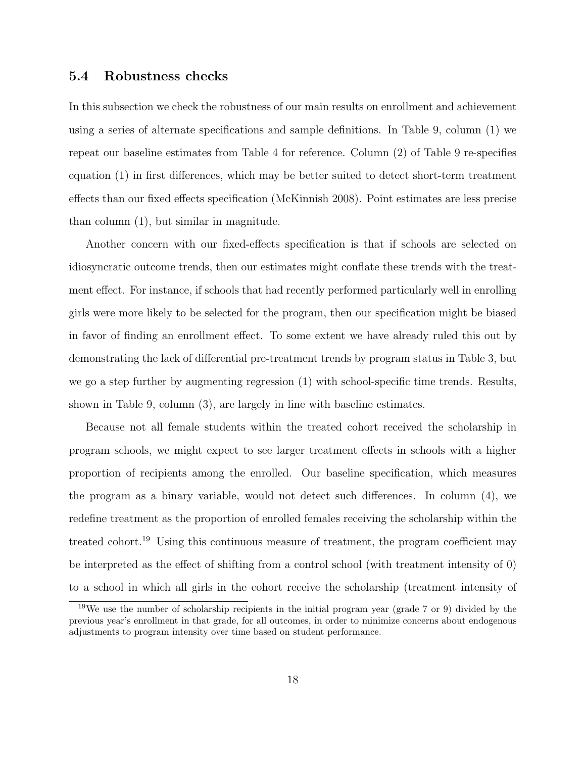### 5.4 Robustness checks

In this subsection we check the robustness of our main results on enrollment and achievement using a series of alternate specifications and sample definitions. In Table 9, column (1) we repeat our baseline estimates from Table 4 for reference. Column (2) of Table 9 re-specifies equation (1) in first differences, which may be better suited to detect short-term treatment effects than our fixed effects specification (McKinnish 2008). Point estimates are less precise than column (1), but similar in magnitude.

Another concern with our fixed-effects specification is that if schools are selected on idiosyncratic outcome trends, then our estimates might conflate these trends with the treatment effect. For instance, if schools that had recently performed particularly well in enrolling girls were more likely to be selected for the program, then our specification might be biased in favor of finding an enrollment effect. To some extent we have already ruled this out by demonstrating the lack of differential pre-treatment trends by program status in Table 3, but we go a step further by augmenting regression (1) with school-specific time trends. Results, shown in Table 9, column (3), are largely in line with baseline estimates.

Because not all female students within the treated cohort received the scholarship in program schools, we might expect to see larger treatment effects in schools with a higher proportion of recipients among the enrolled. Our baseline specification, which measures the program as a binary variable, would not detect such differences. In column (4), we redefine treatment as the proportion of enrolled females receiving the scholarship within the treated cohort.[19] Using this continuous measure of treatment, the program coefficient may be interpreted as the effect of shifting from a control school (with treatment intensity of 0) to a school in which all girls in the cohort receive the scholarship (treatment intensity of

[19] We use the number of scholarship recipients in the initial program year (grade 7 or 9) divided by the previous year's enrollment in that grade, for all outcomes, in order to minimize concerns about endogenous adjustments to program intensity over time based on student performance.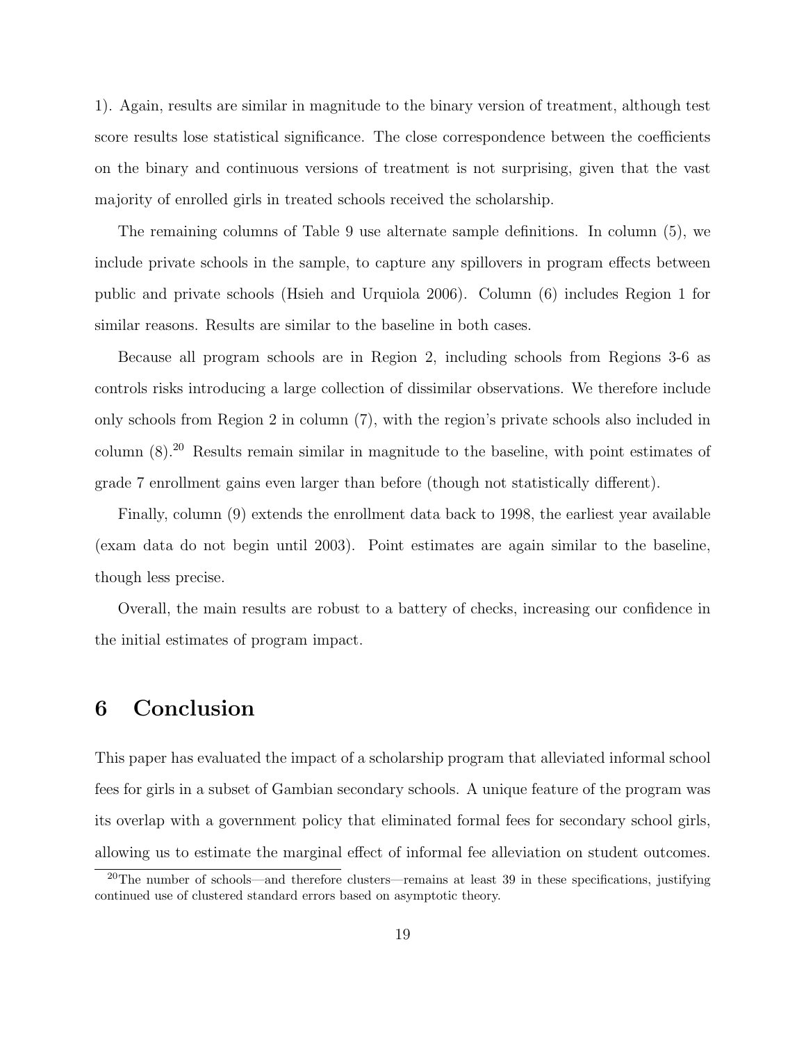1). Again, results are similar in magnitude to the binary version of treatment, although test score results lose statistical significance. The close correspondence between the coefficients on the binary and continuous versions of treatment is not surprising, given that the vast majority of enrolled girls in treated schools received the scholarship.

The remaining columns of Table 9 use alternate sample definitions. In column (5), we include private schools in the sample, to capture any spillovers in program effects between public and private schools (Hsieh and Urquiola 2006). Column (6) includes Region 1 for similar reasons. Results are similar to the baseline in both cases.

Because all program schools are in Region 2, including schools from Regions 3-6 as controls risks introducing a large collection of dissimilar observations. We therefore include only schools from Region 2 in column (7), with the region's private schools also included in column (8).[20] Results remain similar in magnitude to the baseline, with point estimates of grade 7 enrollment gains even larger than before (though not statistically different).

Finally, column (9) extends the enrollment data back to 1998, the earliest year available (exam data do not begin until 2003). Point estimates are again similar to the baseline, though less precise.

Overall, the main results are robust to a battery of checks, increasing our confidence in the initial estimates of program impact.

## 6 Conclusion

This paper has evaluated the impact of a scholarship program that alleviated informal school fees for girls in a subset of Gambian secondary schools. A unique feature of the program was its overlap with a government policy that eliminated formal fees for secondary school girls, allowing us to estimate the marginal effect of informal fee alleviation on student outcomes.

[20] The number of schools—and therefore clusters—remains at least 39 in these specifications, justifying continued use of clustered standard errors based on asymptotic theory.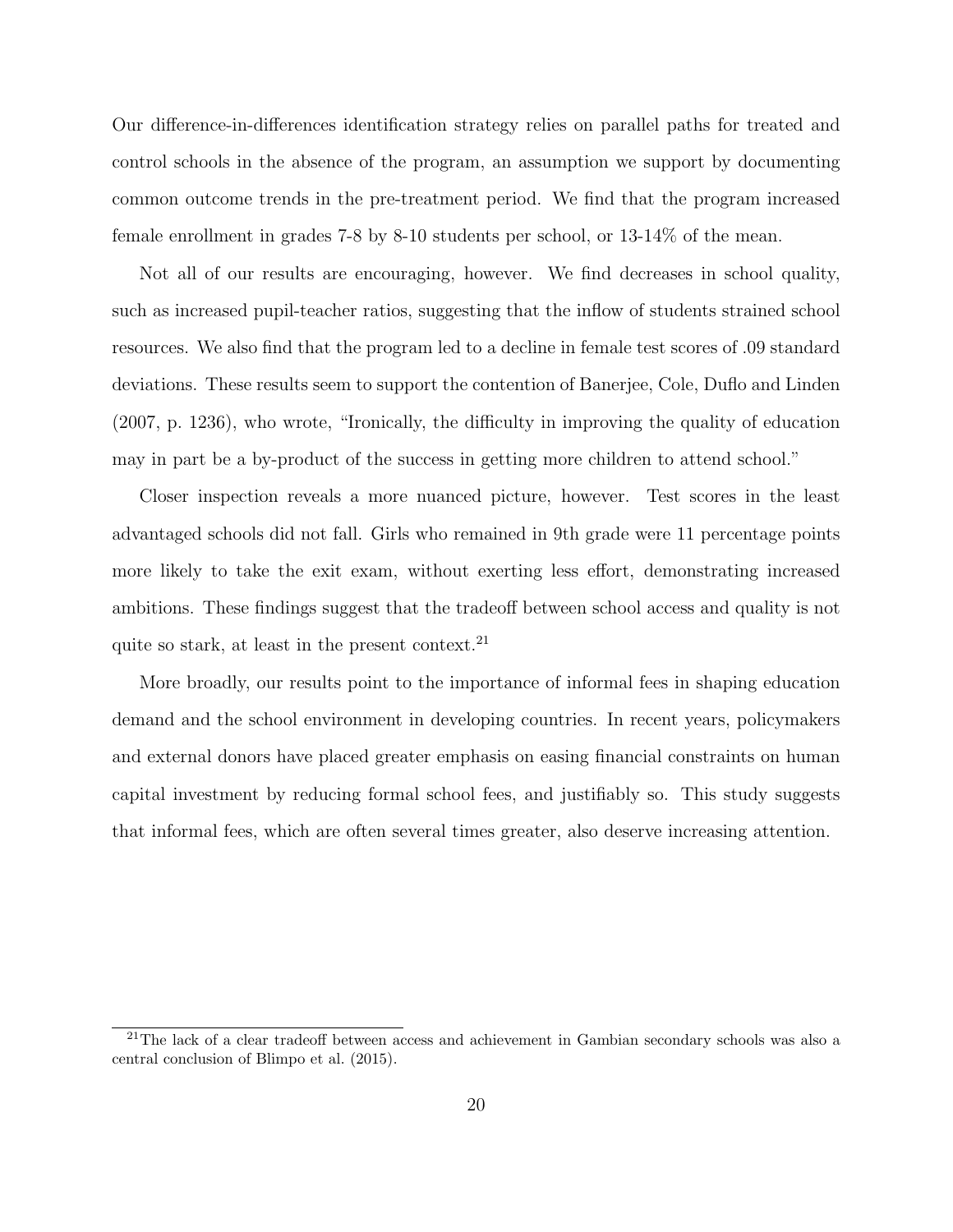Our difference-in-differences identification strategy relies on parallel paths for treated and control schools in the absence of the program, an assumption we support by documenting common outcome trends in the pre-treatment period. We find that the program increased female enrollment in grades 7-8 by 8-10 students per school, or 13-14% of the mean.

Not all of our results are encouraging, however. We find decreases in school quality, such as increased pupil-teacher ratios, suggesting that the inflow of students strained school resources. We also find that the program led to a decline in female test scores of .09 standard deviations. These results seem to support the contention of Banerjee, Cole, Duflo and Linden (2007, p. 1236), who wrote, "Ironically, the difficulty in improving the quality of education may in part be a by-product of the success in getting more children to attend school."

Closer inspection reveals a more nuanced picture, however. Test scores in the least advantaged schools did not fall. Girls who remained in 9th grade were 11 percentage points more likely to take the exit exam, without exerting less effort, demonstrating increased ambitions. These findings suggest that the tradeoff between school access and quality is not quite so stark, at least in the present context.[21]

More broadly, our results point to the importance of informal fees in shaping education demand and the school environment in developing countries. In recent years, policymakers and external donors have placed greater emphasis on easing financial constraints on human capital investment by reducing formal school fees, and justifiably so. This study suggests that informal fees, which are often several times greater, also deserve increasing attention.

[21] The lack of a clear tradeoff between access and achievement in Gambian secondary schools was also a central conclusion of Blimpo et al. (2015).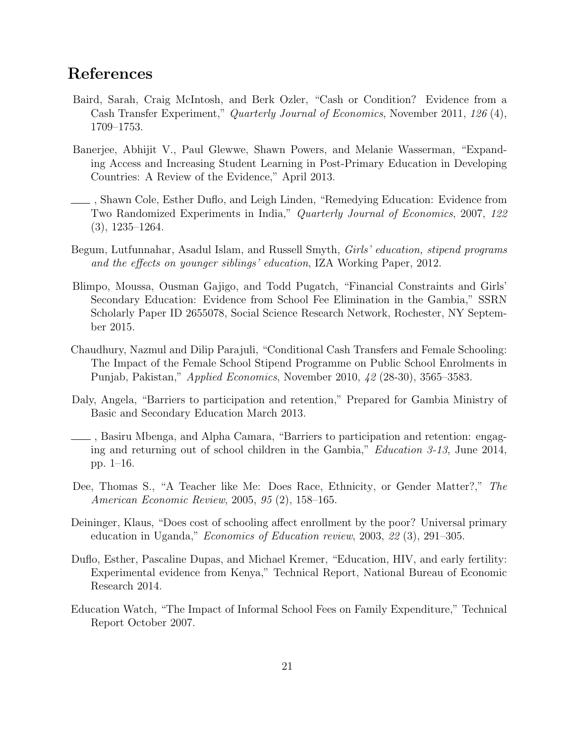# References

Baird, Sarah, Craig McIntosh, and Berk Ozler, "Cash or Condition? Evidence from a Cash Transfer Experiment," *Quarterly Journal of Economics*, November 2011, *126* (4), 1709–1753.

Banerjee, Abhijit V., Paul Glewwe, Shawn Powers, and Melanie Wasserman, "Expanding Access and Increasing Student Learning in Post-Primary Education in Developing Countries: A Review of the Evidence," April 2013.

\_\_\_\_, Shawn Cole, Esther Duflo, and Leigh Linden, "Remedying Education: Evidence from Two Randomized Experiments in India," *Quarterly Journal of Economics*, 2007, *122* (3), 1235–1264.

Begum, Lutfunnahar, Asadul Islam, and Russell Smyth, *Girls' education, stipend programs and the effects on younger siblings' education*, IZA Working Paper, 2012.

Blimpo, Moussa, Ousman Gajigo, and Todd Pugatch, "Financial Constraints and Girls' Secondary Education: Evidence from School Fee Elimination in the Gambia," SSRN Scholarly Paper ID 2655078, Social Science Research Network, Rochester, NY September 2015.

Chaudhury, Nazmul and Dilip Parajuli, "Conditional Cash Transfers and Female Schooling: The Impact of the Female School Stipend Programme on Public School Enrolments in Punjab, Pakistan," *Applied Economics*, November 2010, *42* (28-30), 3565–3583.

Daly, Angela, "Barriers to participation and retention," Prepared for Gambia Ministry of Basic and Secondary Education March 2013.

\_\_\_\_, Basiru Mbenga, and Alpha Camara, "Barriers to participation and retention: engaging and returning out of school children in the Gambia," *Education 3-13*, June 2014, pp. 1–16.

Dee, Thomas S., "A Teacher like Me: Does Race, Ethnicity, or Gender Matter?," *The American Economic Review*, 2005, *95* (2), 158–165.

Deininger, Klaus, "Does cost of schooling affect enrollment by the poor? Universal primary education in Uganda," *Economics of Education review*, 2003, *22* (3), 291–305.

Duflo, Esther, Pascaline Dupas, and Michael Kremer, "Education, HIV, and early fertility: Experimental evidence from Kenya," Technical Report, National Bureau of Economic Research 2014.

Education Watch, "The Impact of Informal School Fees on Family Expenditure," Technical Report October 2007.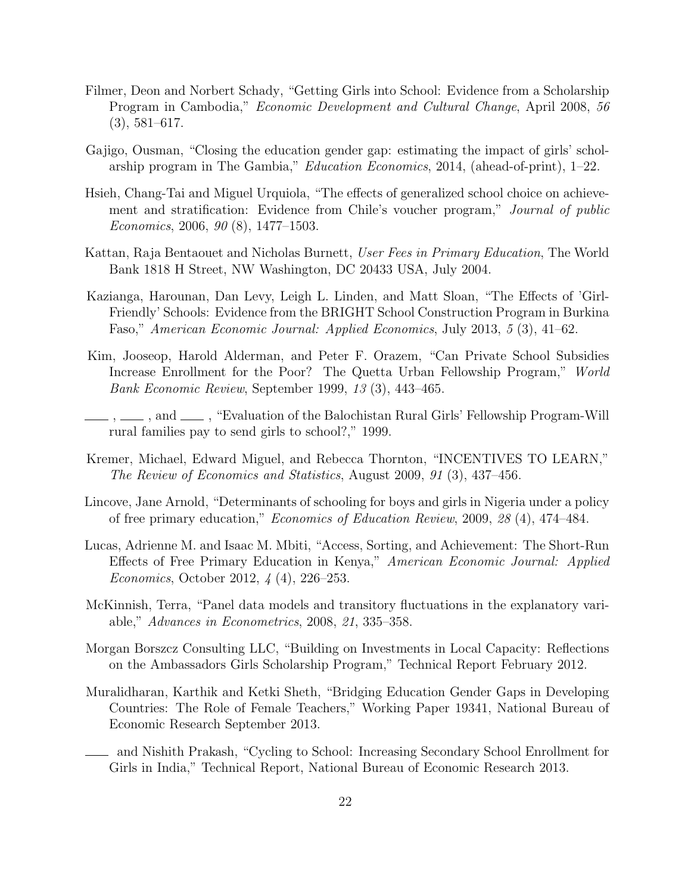Filmer, Deon and Norbert Schady, "Getting Girls into School: Evidence from a Scholarship Program in Cambodia," *Economic Development and Cultural Change*, April 2008, *56* (3), 581–617.

Gajigo, Ousman, "Closing the education gender gap: estimating the impact of girls' scholarship program in The Gambia," *Education Economics*, 2014, (ahead-of-print), 1–22.

Hsieh, Chang-Tai and Miguel Urquiola, "The effects of generalized school choice on achievement and stratification: Evidence from Chile's voucher program," *Journal of public Economics*, 2006, *90* (8), 1477–1503.

Kattan, Raja Bentaouet and Nicholas Burnett, *User Fees in Primary Education*, The World Bank 1818 H Street, NW Washington, DC 20433 USA, July 2004.

Kazianga, Harounan, Dan Levy, Leigh L. Linden, and Matt Sloan, "The Effects of 'Girl-Friendly' Schools: Evidence from the BRIGHT School Construction Program in Burkina Faso," *American Economic Journal: Applied Economics*, July 2013, *5* (3), 41–62.

Kim, Jooseop, Harold Alderman, and Peter F. Orazem, "Can Private School Subsidies Increase Enrollment for the Poor? The Quetta Urban Fellowship Program," *World Bank Economic Review*, September 1999, *13* (3), 443–465.

\_\_\_\_, \_\_\_\_, and \_\_\_\_, "Evaluation of the Balochistan Rural Girls' Fellowship Program-Will rural families pay to send girls to school?," 1999.

Kremer, Michael, Edward Miguel, and Rebecca Thornton, "INCENTIVES TO LEARN," *The Review of Economics and Statistics*, August 2009, *91* (3), 437–456.

Lincove, Jane Arnold, "Determinants of schooling for boys and girls in Nigeria under a policy of free primary education," *Economics of Education Review*, 2009, *28* (4), 474–484.

Lucas, Adrienne M. and Isaac M. Mbiti, "Access, Sorting, and Achievement: The Short-Run Effects of Free Primary Education in Kenya," *American Economic Journal: Applied Economics*, October 2012, *4* (4), 226–253.

McKinnish, Terra, "Panel data models and transitory fluctuations in the explanatory variable," *Advances in Econometrics*, 2008, *21*, 335–358.

Morgan Borszcz Consulting LLC, "Building on Investments in Local Capacity: Reflections on the Ambassadors Girls Scholarship Program," Technical Report February 2012.

Muralidharan, Karthik and Ketki Sheth, "Bridging Education Gender Gaps in Developing Countries: The Role of Female Teachers," Working Paper 19341, National Bureau of Economic Research September 2013.

\_\_\_\_ and Nishith Prakash, "Cycling to School: Increasing Secondary School Enrollment for Girls in India," Technical Report, National Bureau of Economic Research 2013.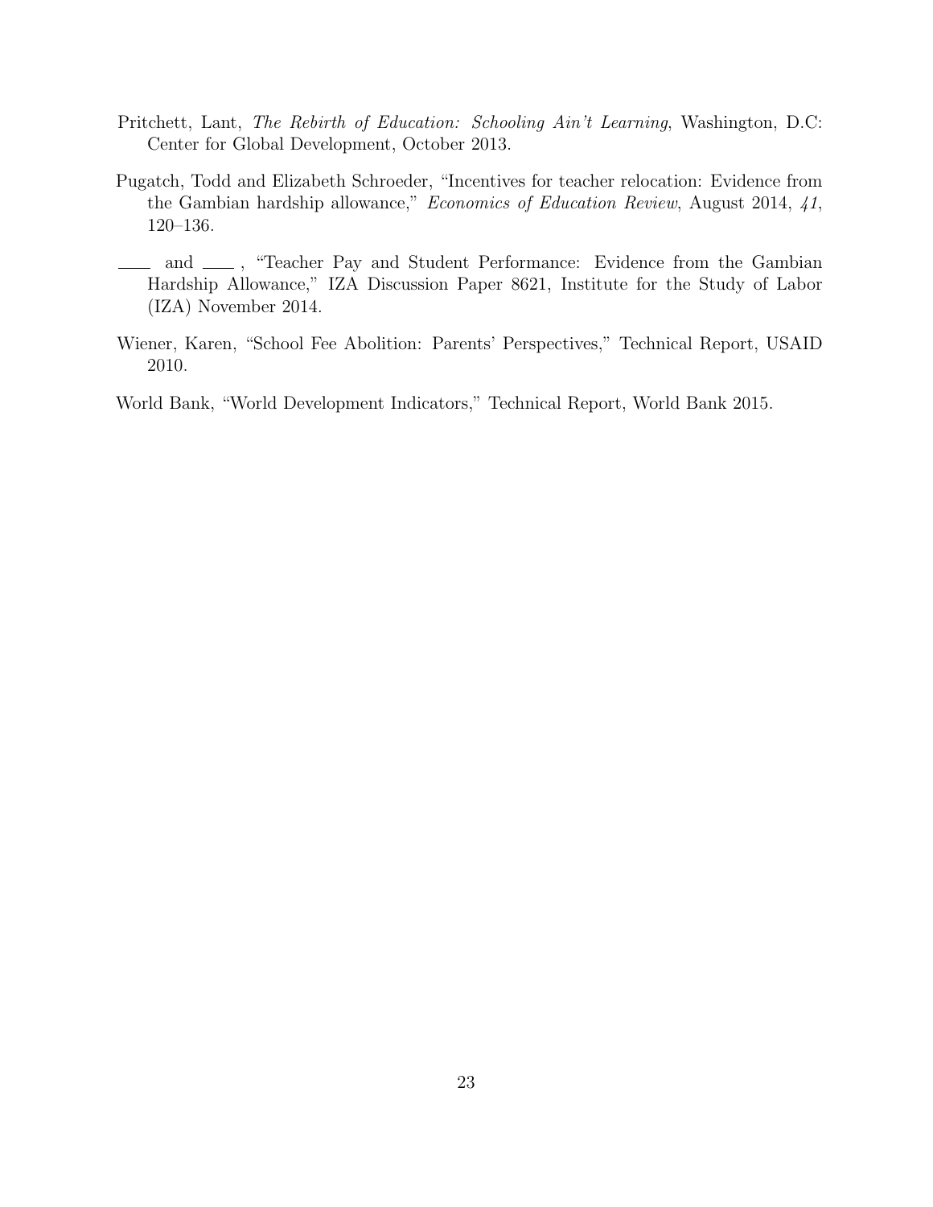Pritchett, Lant, *The Rebirth of Education: Schooling Ain't Learning*, Washington, D.C: Center for Global Development, October 2013.

Pugatch, Todd and Elizabeth Schroeder, "Incentives for teacher relocation: Evidence from the Gambian hardship allowance," *Economics of Education Review*, August 2014, *41*, 120–136.

\_\_\_\_ and \_\_\_\_ , "Teacher Pay and Student Performance: Evidence from the Gambian Hardship Allowance," IZA Discussion Paper 8621, Institute for the Study of Labor (IZA) November 2014.

Wiener, Karen, "School Fee Abolition: Parents' Perspectives," Technical Report, USAID 2010.

World Bank, "World Development Indicators," Technical Report, World Bank 2015.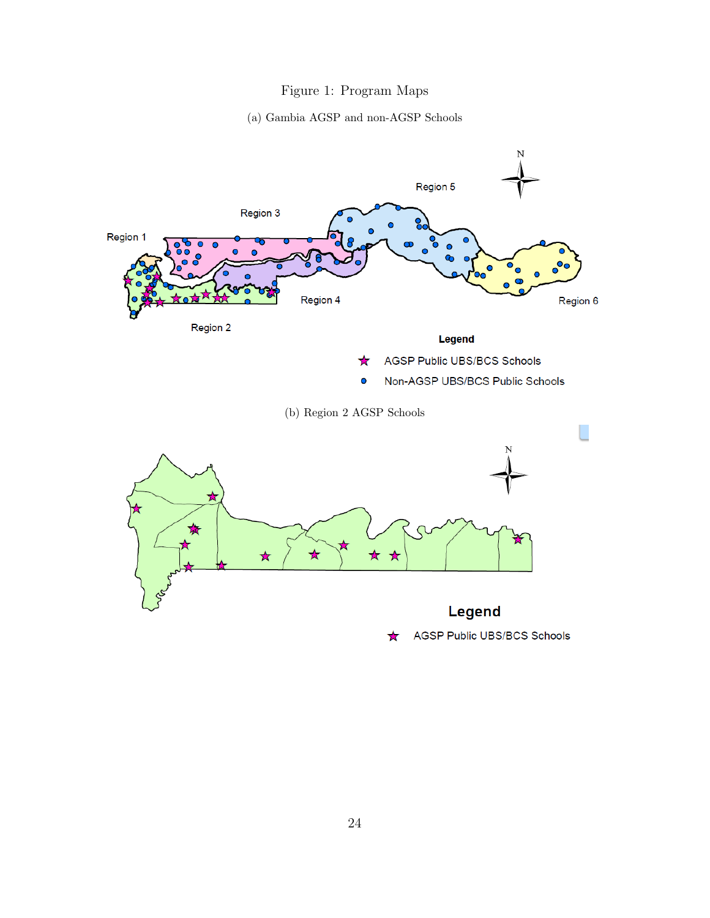Figure 1: Program Maps

(a) Gambia AGSP and non-AGSP Schools

(b) Region 2 AGSP Schools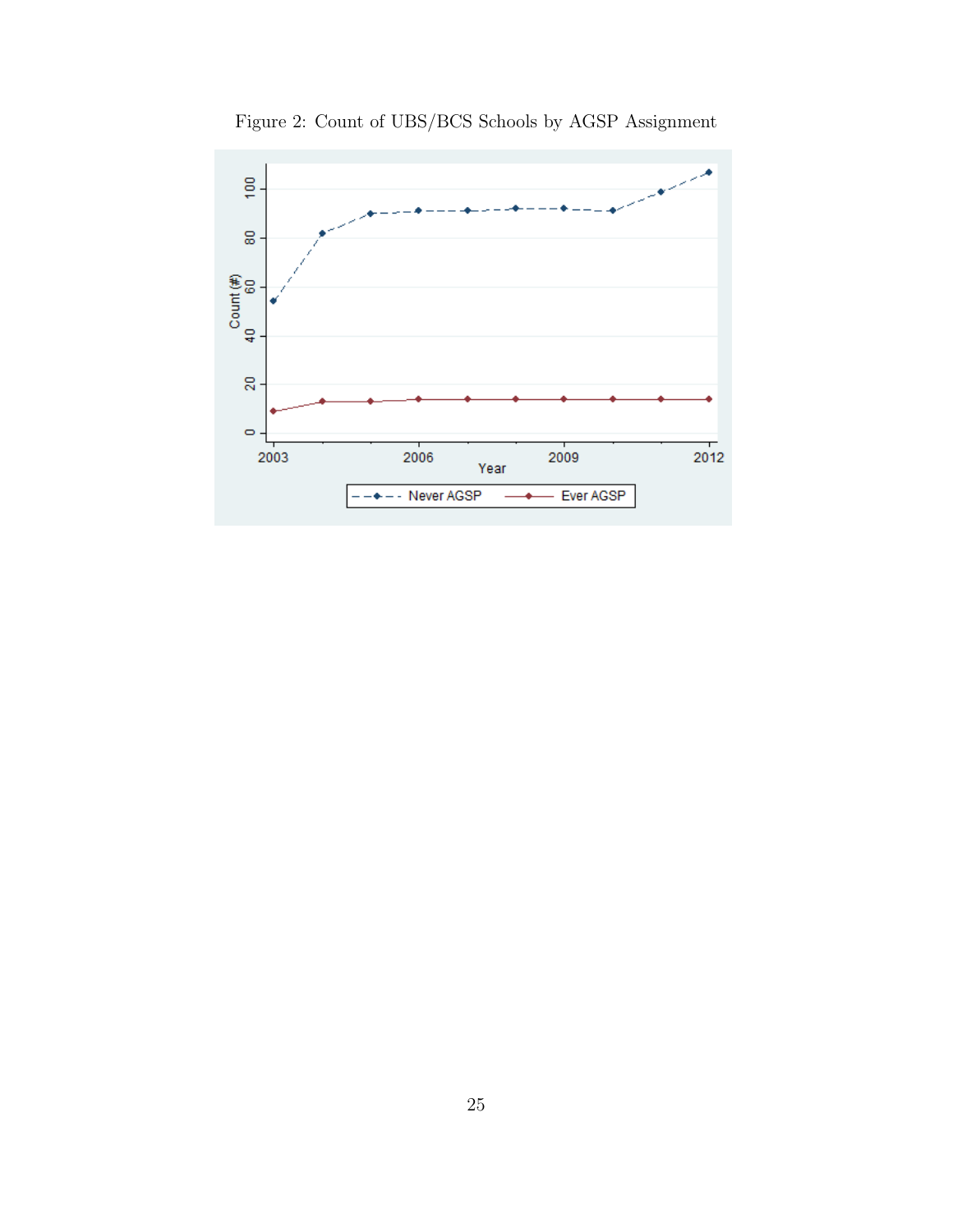Figure 2: Count of UBS/BCS Schools by AGSP Assignment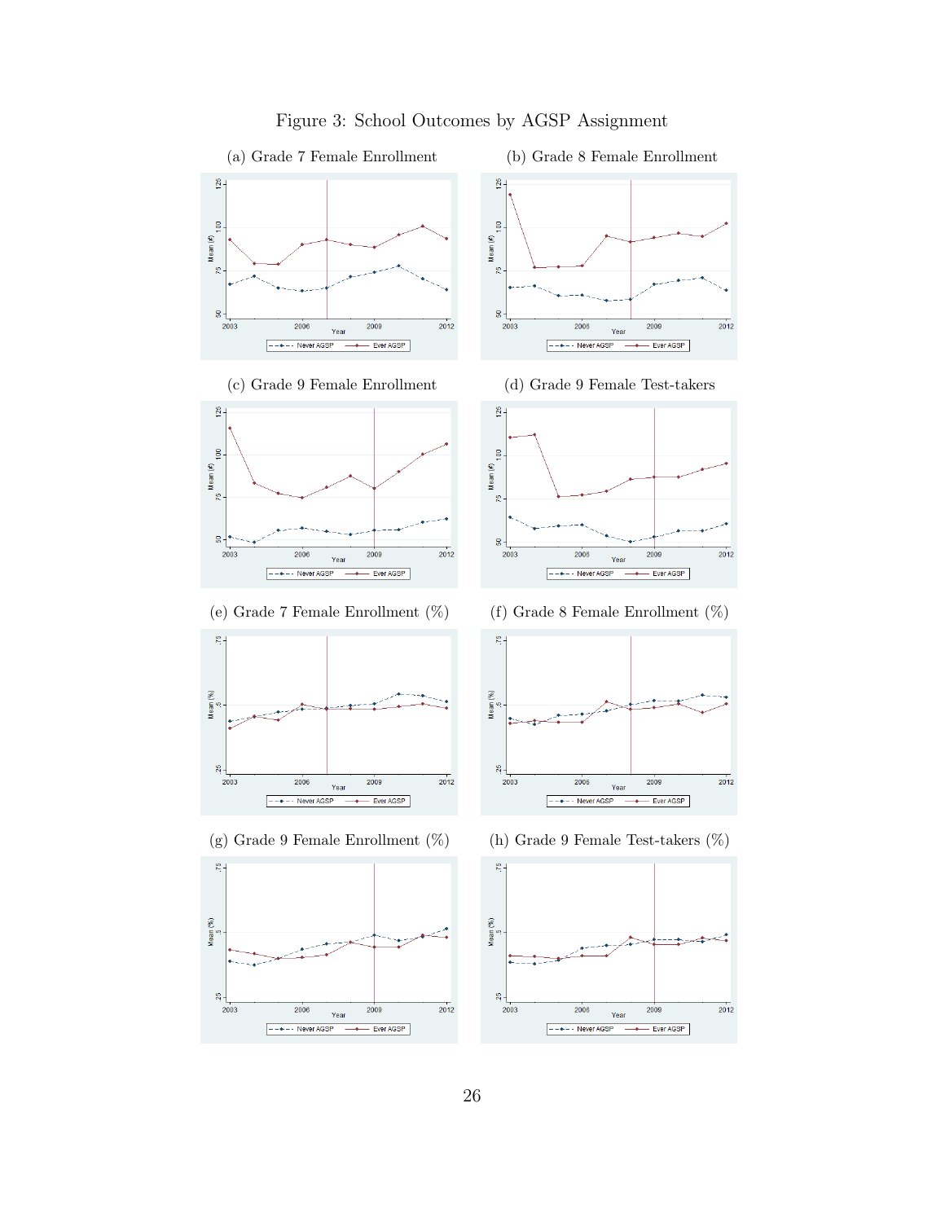Figure 3: School Outcomes by AGSP Assignment

(a) Grade 7 Female Enrollment

(b) Grade 8 Female Enrollment

(c) Grade 9 Female Enrollment

(d) Grade 9 Female Test-takers

(e) Grade 7 Female Enrollment (%)

(f) Grade 8 Female Enrollment (%)

(g) Grade 9 Female Enrollment (%)

(h) Grade 9 Female Test-takers (%)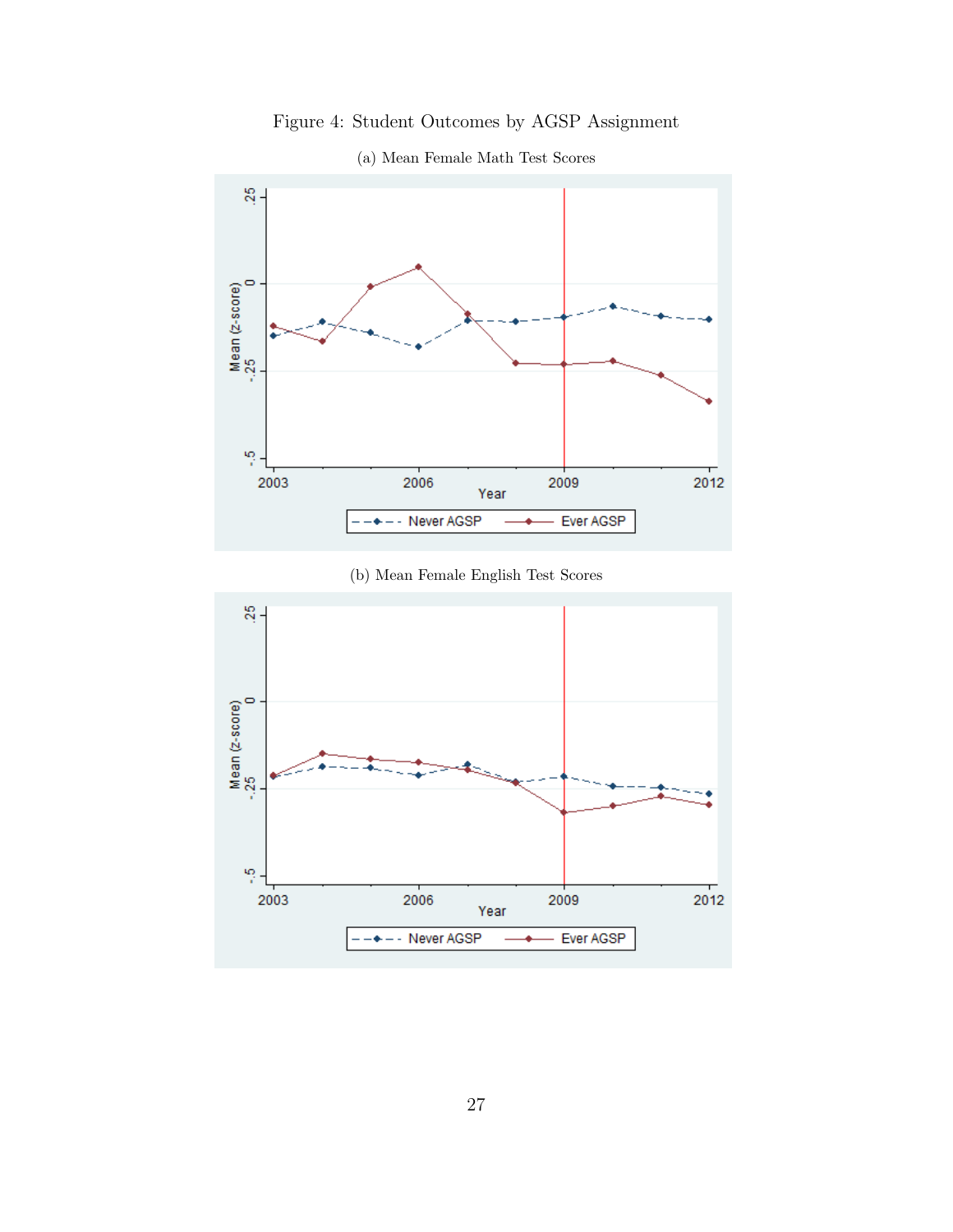Figure 4: Student Outcomes by AGSP Assignment

(a) Mean Female Math Test Scores

(b) Mean Female English Test Scores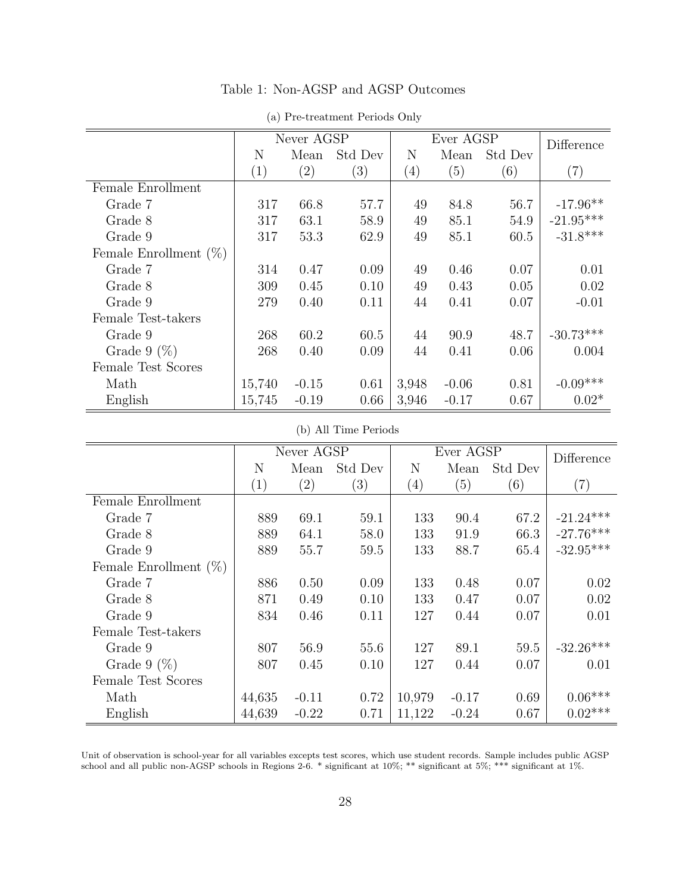Table 1: Non-AGSP and AGSP Outcomes

(a) Pre-treatment Periods Only

| | Never AGSP | | | Ever AGSP | | | Difference |
|---|---|---|---|---|---|---|---|
| | N | Mean | Std Dev | N | Mean | Std Dev | |
| | (1) | (2) | (3) | (4) | (5) | (6) | (7) |
| Female Enrollment | | | | | | | |
| Grade 7 | 317 | 66.8 | 57.7 | 49 | 84.8 | 56.7 | -17.96** |
| Grade 8 | 317 | 63.1 | 58.9 | 49 | 85.1 | 54.9 | -21.95*** |
| Grade 9 | 317 | 53.3 | 62.9 | 49 | 85.1 | 60.5 | -31.8*** |
| Female Enrollment (%) | | | | | | | |
| Grade 7 | 314 | 0.47 | 0.09 | 49 | 0.46 | 0.07 | 0.01 |
| Grade 8 | 309 | 0.45 | 0.10 | 49 | 0.43 | 0.05 | 0.02 |
| Grade 9 | 279 | 0.40 | 0.11 | 44 | 0.41 | 0.07 | -0.01 |
| Female Test-takers | | | | | | | |
| Grade 9 | 268 | 60.2 | 60.5 | 44 | 90.9 | 48.7 | -30.73*** |
| Grade 9 (%) | 268 | 0.40 | 0.09 | 44 | 0.41 | 0.06 | 0.004 |
| Female Test Scores | | | | | | | |
| Math | 15,740 | -0.15 | 0.61 | 3,948 | -0.06 | 0.81 | -0.09*** |
| English | 15,745 | -0.19 | 0.66 | 3,946 | -0.17 | 0.67 | 0.02* |

(b) All Time Periods

| | Never AGSP | | | Ever AGSP | | | Difference |
|---|---|---|---|---|---|---|---|
| | N | Mean | Std Dev | N | Mean | Std Dev | |
| | (1) | (2) | (3) | (4) | (5) | (6) | (7) |
| Female Enrollment | | | | | | | |
| Grade 7 | 889 | 69.1 | 59.1 | 133 | 90.4 | 67.2 | -21.24*** |
| Grade 8 | 889 | 64.1 | 58.0 | 133 | 91.9 | 66.3 | -27.76*** |
| Grade 9 | 889 | 55.7 | 59.5 | 133 | 88.7 | 65.4 | -32.95*** |
| Female Enrollment (%) | | | | | | | |
| Grade 7 | 886 | 0.50 | 0.09 | 133 | 0.48 | 0.07 | 0.02 |
| Grade 8 | 871 | 0.49 | 0.10 | 133 | 0.47 | 0.07 | 0.02 |
| Grade 9 | 834 | 0.46 | 0.11 | 127 | 0.44 | 0.07 | 0.01 |
| Female Test-takers | | | | | | | |
| Grade 9 | 807 | 56.9 | 55.6 | 127 | 89.1 | 59.5 | -32.26*** |
| Grade 9 (%) | 807 | 0.45 | 0.10 | 127 | 0.44 | 0.07 | 0.01 |
| Female Test Scores | | | | | | | |
| Math | 44,635 | -0.11 | 0.72 | 10,979 | -0.17 | 0.69 | 0.06*** |
| English | 44,639 | -0.22 | 0.71 | 11,122 | -0.24 | 0.67 | 0.02*** |

Unit of observation is school-year for all variables excepts test scores, which use student records. Sample includes public AGSP school and all public non-AGSP schools in Regions 2-6. * significant at 10%; ** significant at 5%; *** significant at 1%.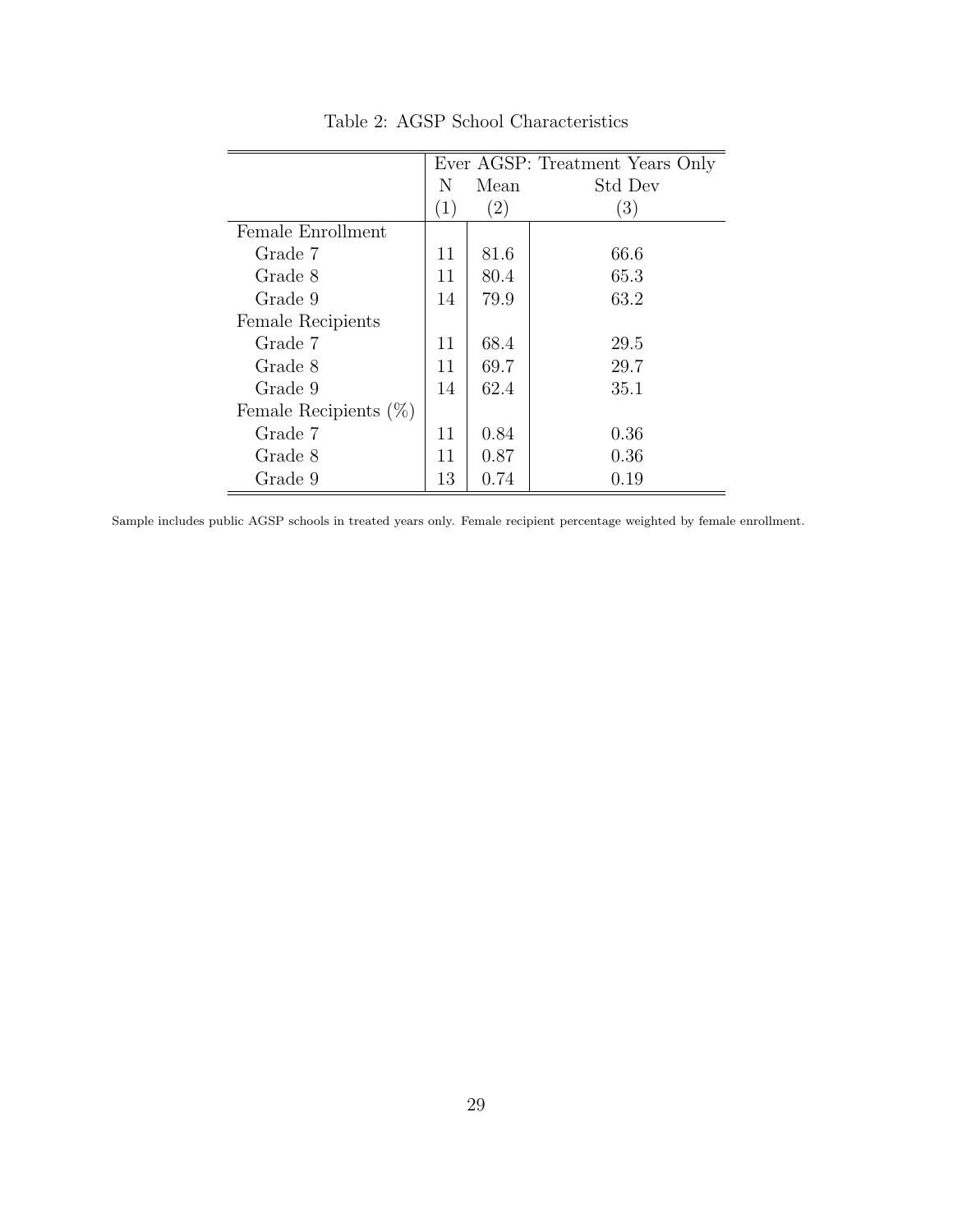Table 2: AGSP School Characteristics

| | Ever AGSP: Treatment Years Only | | |
|---|---|---|---|
| | N | Mean | Std Dev |
| | (1) | (2) | (3) |
| Female Enrollment | | | |
| Grade 7 | 11 | 81.6 | 66.6 |
| Grade 8 | 11 | 80.4 | 65.3 |
| Grade 9 | 14 | 79.9 | 63.2 |
| Female Recipients | | | |
| Grade 7 | 11 | 68.4 | 29.5 |
| Grade 8 | 11 | 69.7 | 29.7 |
| Grade 9 | 14 | 62.4 | 35.1 |
| Female Recipients (%) | | | |
| Grade 7 | 11 | 0.84 | 0.36 |
| Grade 8 | 11 | 0.87 | 0.36 |
| Grade 9 | 13 | 0.74 | 0.19 |

Sample includes public AGSP schools in treated years only. Female recipient percentage weighted by female enrollment.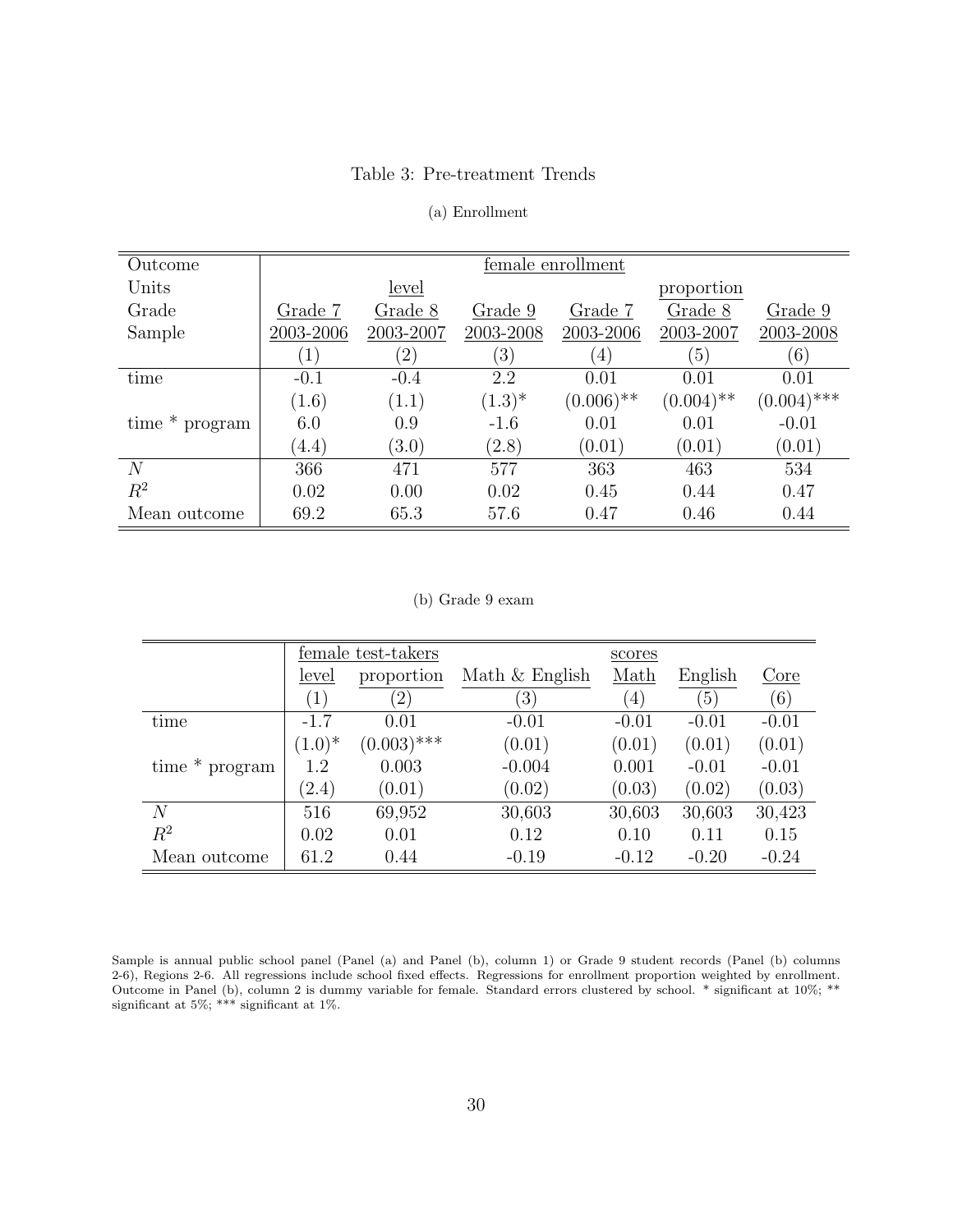Table 3: Pre-treatment Trends

(a) Enrollment

| Outcome | female enrollment | | | | | |
|---|---|---|---|---|---|---|
| Units | level | | | proportion | | |
| Grade | Grade 7 | Grade 8 | Grade 9 | Grade 7 | Grade 8 | Grade 9 |
| Sample | 2003-2006 | 2003-2007 | 2003-2008 | 2003-2006 | 2003-2007 | 2003-2008 |
| | (1) | (2) | (3) | (4) | (5) | (6) |
| time | -0.1 | -0.4 | 2.2 | 0.01 | 0.01 | 0.01 |
| | (1.6) | (1.1) | (1.3)* | (0.006)** | (0.004)** | (0.004)*** |
| time * program | 6.0 | 0.9 | -1.6 | 0.01 | 0.01 | -0.01 |
| | (4.4) | (3.0) | (2.8) | (0.01) | (0.01) | (0.01) |
| $N$ | 366 | 471 | 577 | 363 | 463 | 534 |
| $R^2$ | 0.02 | 0.00 | 0.02 | 0.45 | 0.44 | 0.47 |
| Mean outcome | 69.2 | 65.3 | 57.6 | 0.47 | 0.46 | 0.44 |

(b) Grade 9 exam

| | female test-takers | | scores | | | |
|---|---|---|---|---|---|---|
| | level | proportion | Math & English | Math | English | Core |
| | (1) | (2) | (3) | (4) | (5) | (6) |
| time | -1.7 | 0.01 | -0.01 | -0.01 | -0.01 | -0.01 |
| | (1.0)* | (0.003)*** | (0.01) | (0.01) | (0.01) | (0.01) |
| time * program | 1.2 | 0.003 | -0.004 | 0.001 | -0.01 | -0.01 |
| | (2.4) | (0.01) | (0.02) | (0.03) | (0.02) | (0.03) |
| $N$ | 516 | 69,952 | 30,603 | 30,603 | 30,603 | 30,423 |
| $R^2$ | 0.02 | 0.01 | 0.12 | 0.10 | 0.11 | 0.15 |
| Mean outcome | 61.2 | 0.44 | -0.19 | -0.12 | -0.20 | -0.24 |

Sample is annual public school panel (Panel (a) and Panel (b), column 1) or Grade 9 student records (Panel (b) columns 2-6), Regions 2-6. All regressions include school fixed effects. Regressions for enrollment proportion weighted by enrollment. Outcome in Panel (b), column 2 is dummy variable for female. Standard errors clustered by school. * significant at 10%; ** significant at 5%; *** significant at 1%.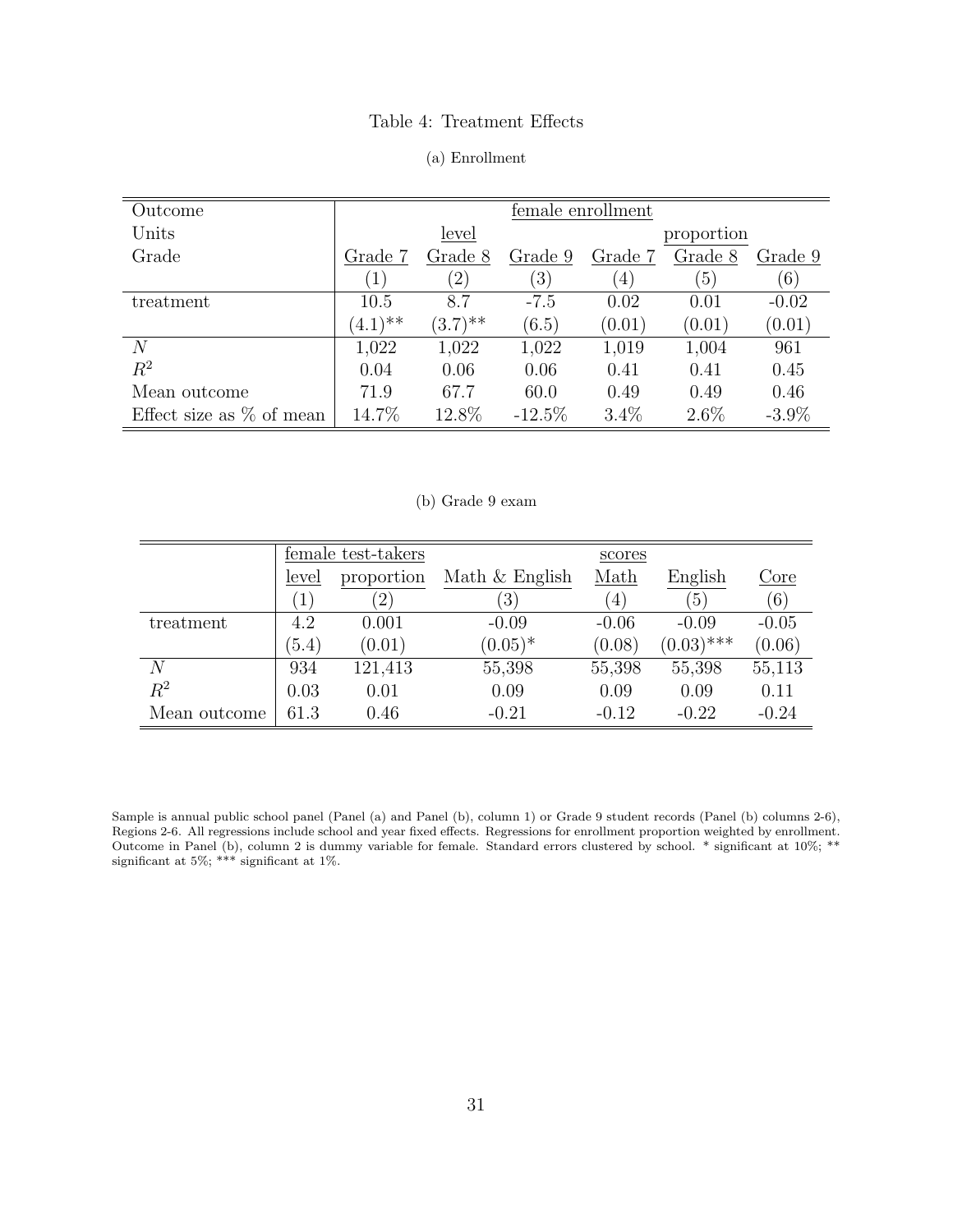Table 4: Treatment Effects

(a) Enrollment

| Outcome | female enrollment | | | | | |
|---|---|---|---|---|---|---|
| Units | level | | | proportion | | |
| Grade | Grade 7 | Grade 8 | Grade 9 | Grade 7 | Grade 8 | Grade 9 |
| | (1) | (2) | (3) | (4) | (5) | (6) |
| treatment | 10.5 | 8.7 | -7.5 | 0.02 | 0.01 | -0.02 |
| | (4.1)** | (3.7)** | (6.5) | (0.01) | (0.01) | (0.01) |
| $N$ | 1,022 | 1,022 | 1,022 | 1,019 | 1,004 | 961 |
| $R^2$ | 0.04 | 0.06 | 0.06 | 0.41 | 0.41 | 0.45 |
| Mean outcome | 71.9 | 67.7 | 60.0 | 0.49 | 0.49 | 0.46 |
| Effect size as % of mean | 14.7% | 12.8% | -12.5% | 3.4% | 2.6% | -3.9% |

(b) Grade 9 exam

| | female test-takers | | scores | | | |
|---|---|---|---|---|---|---|
| | level | proportion | Math & English | Math | English | Core |
| | (1) | (2) | (3) | (4) | (5) | (6) |
| treatment | 4.2 | 0.001 | -0.09 | -0.06 | -0.09 | -0.05 |
| | (5.4) | (0.01) | (0.05)* | (0.08) | (0.03)*** | (0.06) |
| $N$ | 934 | 121,413 | 55,398 | 55,398 | 55,398 | 55,113 |
| $R^2$ | 0.03 | 0.01 | 0.09 | 0.09 | 0.09 | 0.11 |
| Mean outcome | 61.3 | 0.46 | -0.21 | -0.12 | -0.22 | -0.24 |

Sample is annual public school panel (Panel (a) and Panel (b), column 1) or Grade 9 student records (Panel (b) columns 2-6), Regions 2-6. All regressions include school and year fixed effects. Regressions for enrollment proportion weighted by enrollment. Outcome in Panel (b), column 2 is dummy variable for female. Standard errors clustered by school. * significant at 10%; ** significant at 5%; *** significant at 1%.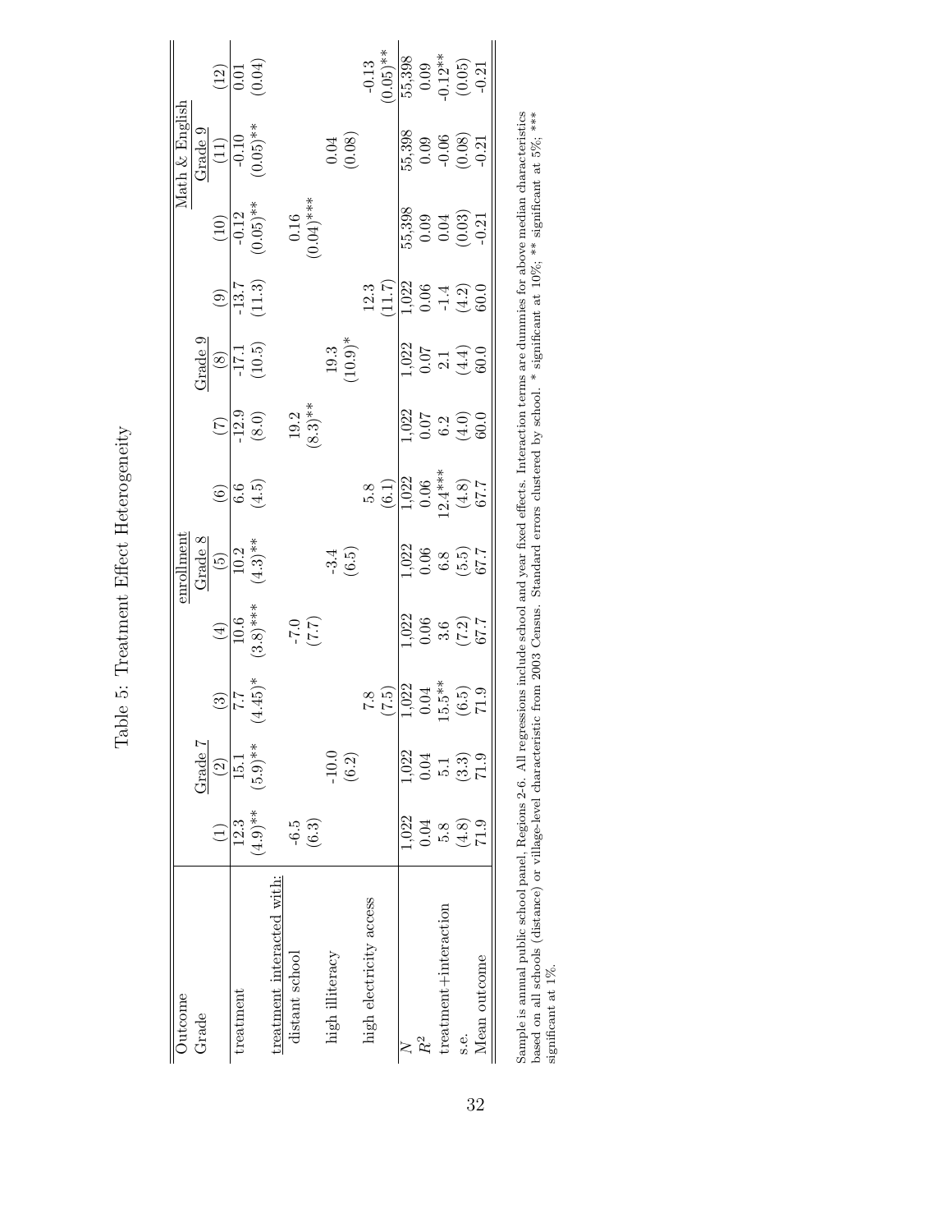Table 5: Treatment Effect Heterogeneity

| Outcome | enrollment | | | | | | | | | Math & English | | |
|---|---|---|---|---|---|---|---|---|---|---|---|---|
| Grade | Grade 7 | | | Grade 8 | | | Grade 9 | | | Grade 9 | | |
| | (1) | (2) | (3) | (4) | (5) | (6) | (7) | (8) | (9) | (10) | (11) | (12) |
| treatment | 12.3 | 15.1 | 7.7 | 10.6 | 10.2 | 6.6 | -12.9 | -17.1 | -13.7 | -0.12 | -0.10 | 0.01 |
| | (4.9)** | (5.9)** | (4.45)* | (3.8)*** | (4.3)** | (4.5) | (8.0) | (10.5) | (11.3) | (0.05)** | (0.05)** | (0.04) |
| treatment interacted with: | | | | | | | | | | | | |
| distant school | -6.5 | | | -7.0 | | | 19.2 | | | 0.16 | | |
| | (6.3) | | | (7.7) | | | (8.3)** | | | (0.04)*** | | |
| high illiteracy | | -10.0 | | | -3.4 | | | 19.3 | | | 0.04 | |
| | | (6.2) | | | (6.5) | | | (10.9)* | | | (0.08) | |
| high electricity access | | | 7.8 | | | 5.8 | | | 12.3 | | | -0.13 |
| | | | (7.5) | | | (6.1) | | | (11.7) | | | (0.05)** |
| $N$ | 1,022 | 1,022 | 1,022 | 1,022 | 1,022 | 1,022 | 1,022 | 1,022 | 1,022 | 55,398 | 55,398 | 55,398 |
| $R^2$ | 0.04 | 0.04 | 0.04 | 0.06 | 0.06 | 0.06 | 0.07 | 0.07 | 0.06 | 0.09 | 0.09 | 0.09 |
| treatment+interaction | 5.8 | 5.1 | 15.5** | 3.6 | 6.8 | 12.4*** | 6.2 | 2.1 | -1.4 | 0.04 | -0.06 | -0.12** |
| s.e. | (4.8) | (3.3) | (6.5) | (7.2) | (5.5) | (4.8) | (4.0) | (4.4) | (4.2) | (0.03) | (0.08) | (0.05) |
| Mean outcome | 71.9 | 71.9 | 71.9 | 67.7 | 67.7 | 67.7 | 60.0 | 60.0 | 60.0 | -0.21 | -0.21 | -0.21 |

Sample is annual public school panel, Regions 2-6. All regressions include school and year fixed effects. Interaction terms are dummies for above median characteristics based on all schools (distance) or village-level characteristic from 2003 Census. Standard errors clustered by school. * significant at 10%; ** significant at 5%; *** significant at 1%.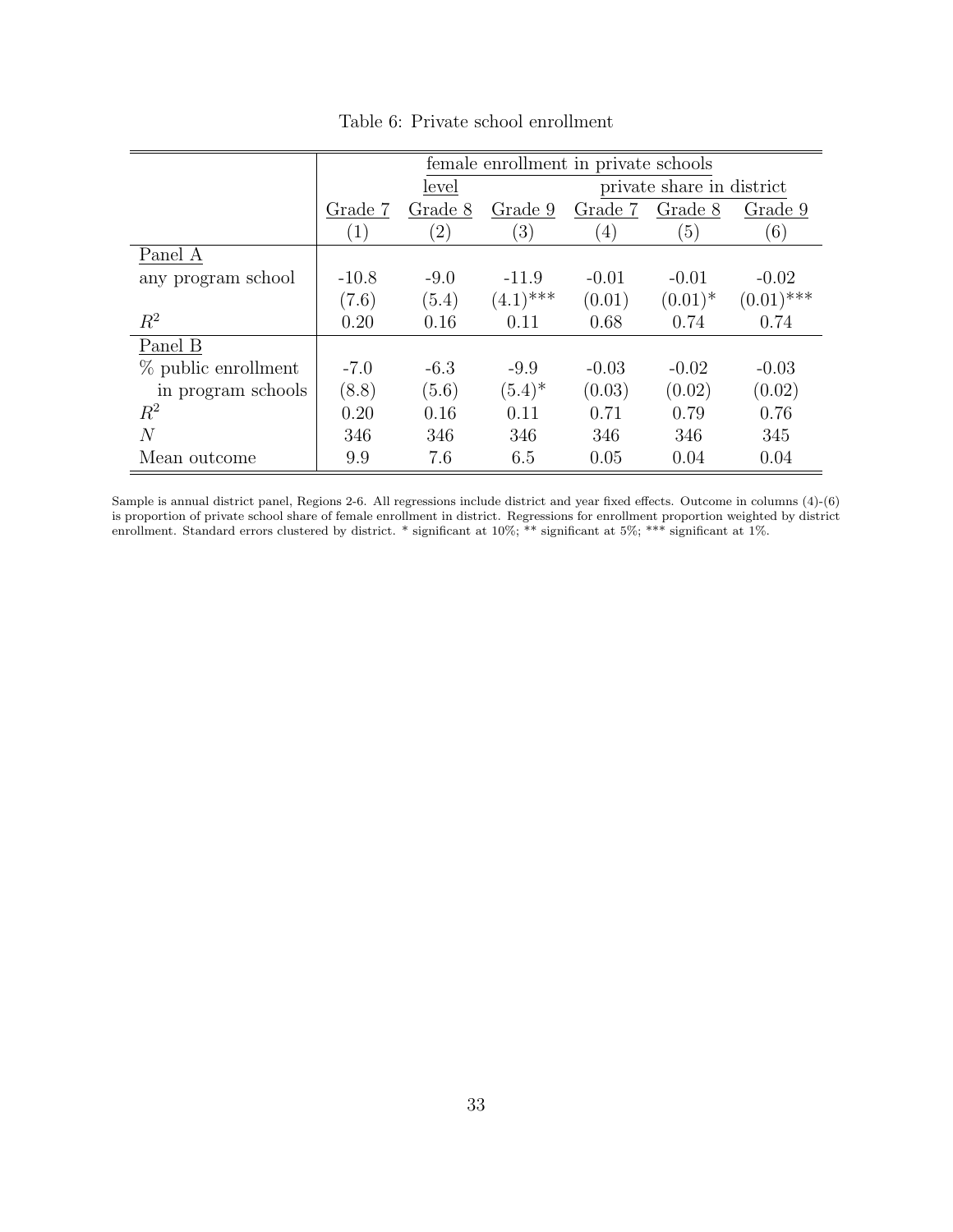Table 6: Private school enrollment

| | female enrollment in private schools | | | | | |
|---|---|---|---|---|---|---|
| | level | | | private share in district | | |
| | Grade 7 | Grade 8 | Grade 9 | Grade 7 | Grade 8 | Grade 9 |
| | (1) | (2) | (3) | (4) | (5) | (6) |
| Panel A | | | | | | |
| any program school | -10.8 | -9.0 | -11.9 | -0.01 | -0.01 | -0.02 |
| | (7.6) | (5.4) | (4.1)*** | (0.01) | (0.01)* | (0.01)*** |
| $R^2$ | 0.20 | 0.16 | 0.11 | 0.68 | 0.74 | 0.74 |
| Panel B | | | | | | |
| % public enrollment in program schools | -7.0 | -6.3 | -9.9 | -0.03 | -0.02 | -0.03 |
| | (8.8) | (5.6) | (5.4)* | (0.03) | (0.02) | (0.02) |
| $R^2$ | 0.20 | 0.16 | 0.11 | 0.71 | 0.79 | 0.76 |
| $N$ | 346 | 346 | 346 | 346 | 346 | 345 |
| Mean outcome | 9.9 | 7.6 | 6.5 | 0.05 | 0.04 | 0.04 |

Sample is annual district panel, Regions 2-6. All regressions include district and year fixed effects. Outcome in columns (4)-(6) is proportion of private school share of female enrollment in district. Regressions for enrollment proportion weighted by district enrollment. Standard errors clustered by district. * significant at 10%; ** significant at 5%; *** significant at 1%.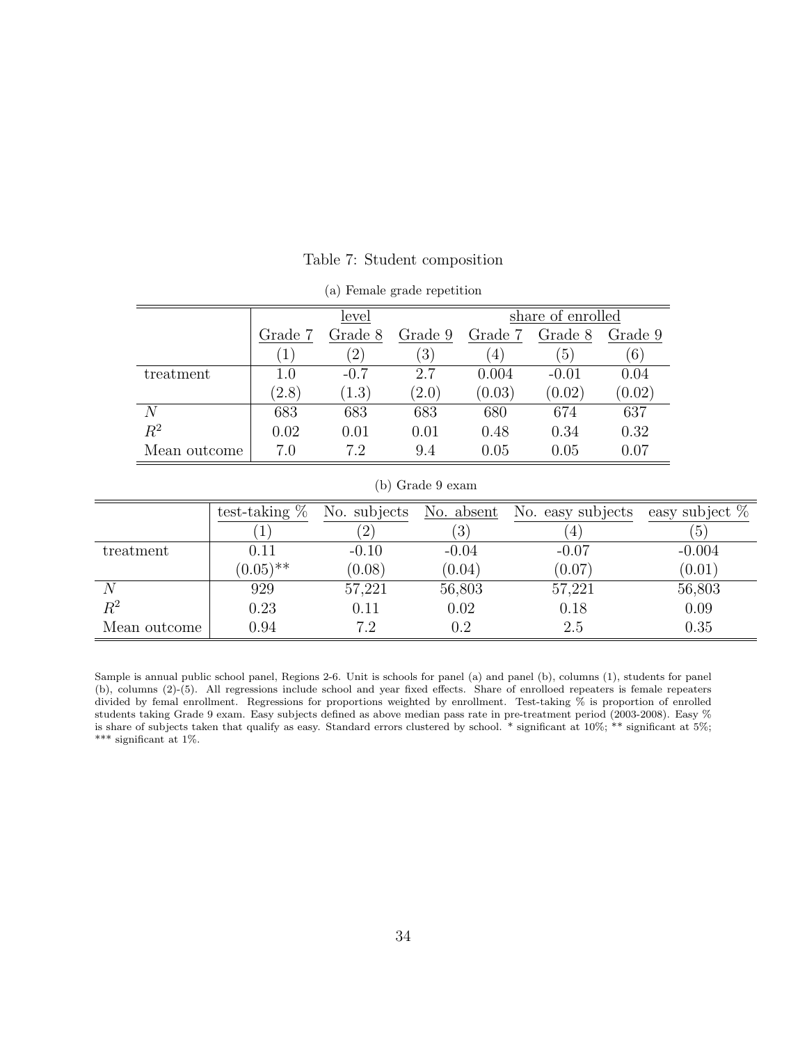Table 7: Student composition

(a) Female grade repetition

| | level | | | share of enrolled | | |
|---|---|---|---|---|---|---|
| | Grade 7 | Grade 8 | Grade 9 | Grade 7 | Grade 8 | Grade 9 |
| | (1) | (2) | (3) | (4) | (5) | (6) |
| treatment | 1.0 | -0.7 | 2.7 | 0.004 | -0.01 | 0.04 |
| | (2.8) | (1.3) | (2.0) | (0.03) | (0.02) | (0.02) |
| $N$ | 683 | 683 | 683 | 680 | 674 | 637 |
| $R^2$ | 0.02 | 0.01 | 0.01 | 0.48 | 0.34 | 0.32 |
| Mean outcome | 7.0 | 7.2 | 9.4 | 0.05 | 0.05 | 0.07 |

(b) Grade 9 exam

| | test-taking % | No. subjects | No. absent | No. easy subjects | easy subject % |
|---|---|---|---|---|---|
| | (1) | (2) | (3) | (4) | (5) |
| treatment | 0.11 | -0.10 | -0.04 | -0.07 | -0.004 |
| | (0.05)** | (0.08) | (0.04) | (0.07) | (0.01) |
| $N$ | 929 | 57,221 | 56,803 | 57,221 | 56,803 |
| $R^2$ | 0.23 | 0.11 | 0.02 | 0.18 | 0.09 |
| Mean outcome | 0.94 | 7.2 | 0.2 | 2.5 | 0.35 |

Sample is annual public school panel, Regions 2-6. Unit is schools for panel (a) and panel (b), columns (1), students for panel (b), columns (2)-(5). All regressions include school and year fixed effects. Share of enrolloed repeaters is female repeaters divided by femal enrollment. Regressions for proportions weighted by enrollment. Test-taking % is proportion of enrolled students taking Grade 9 exam. Easy subjects defined as above median pass rate in pre-treatment period (2003-2008). Easy % is share of subjects taken that qualify as easy. Standard errors clustered by school. * significant at 10%; ** significant at 5%; *** significant at 1%.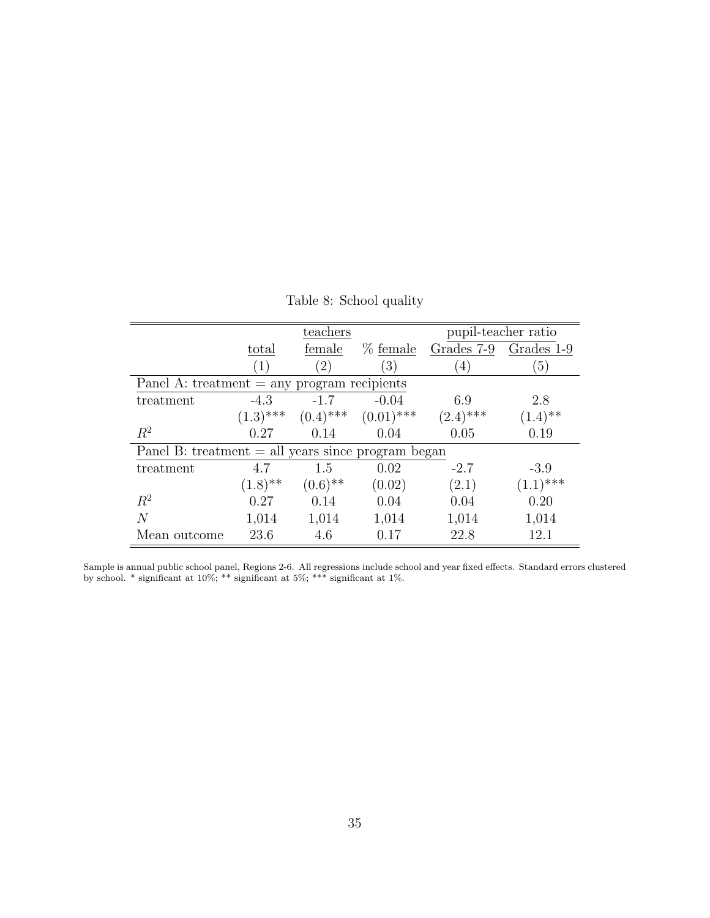Table 8: School quality

| | teachers | | | pupil-teacher ratio | |
|---|---|---|---|---|---|
| | total | female | % female | Grades 7-9 | Grades 1-9 |
| | (1) | (2) | (3) | (4) | (5) |
| Panel A: treatment = any program recipients | | | | | |
| treatment | -4.3 | -1.7 | -0.04 | 6.9 | 2.8 |
| | (1.3)*** | (0.4)*** | (0.01)*** | (2.4)*** | (1.4)** |
| $R^2$ | 0.27 | 0.14 | 0.04 | 0.05 | 0.19 |
| Panel B: treatment = all years since program began | | | | | |
| treatment | 4.7 | 1.5 | 0.02 | -2.7 | -3.9 |
| | (1.8)** | (0.6)** | (0.02) | (2.1) | (1.1)*** |
| $R^2$ | 0.27 | 0.14 | 0.04 | 0.04 | 0.20 |
| $N$ | 1,014 | 1,014 | 1,014 | 1,014 | 1,014 |
| Mean outcome | 23.6 | 4.6 | 0.17 | 22.8 | 12.1 |

Sample is annual public school panel, Regions 2-6. All regressions include school and year fixed effects. Standard errors clustered by school. * significant at 10%; ** significant at 5%; *** significant at 1%.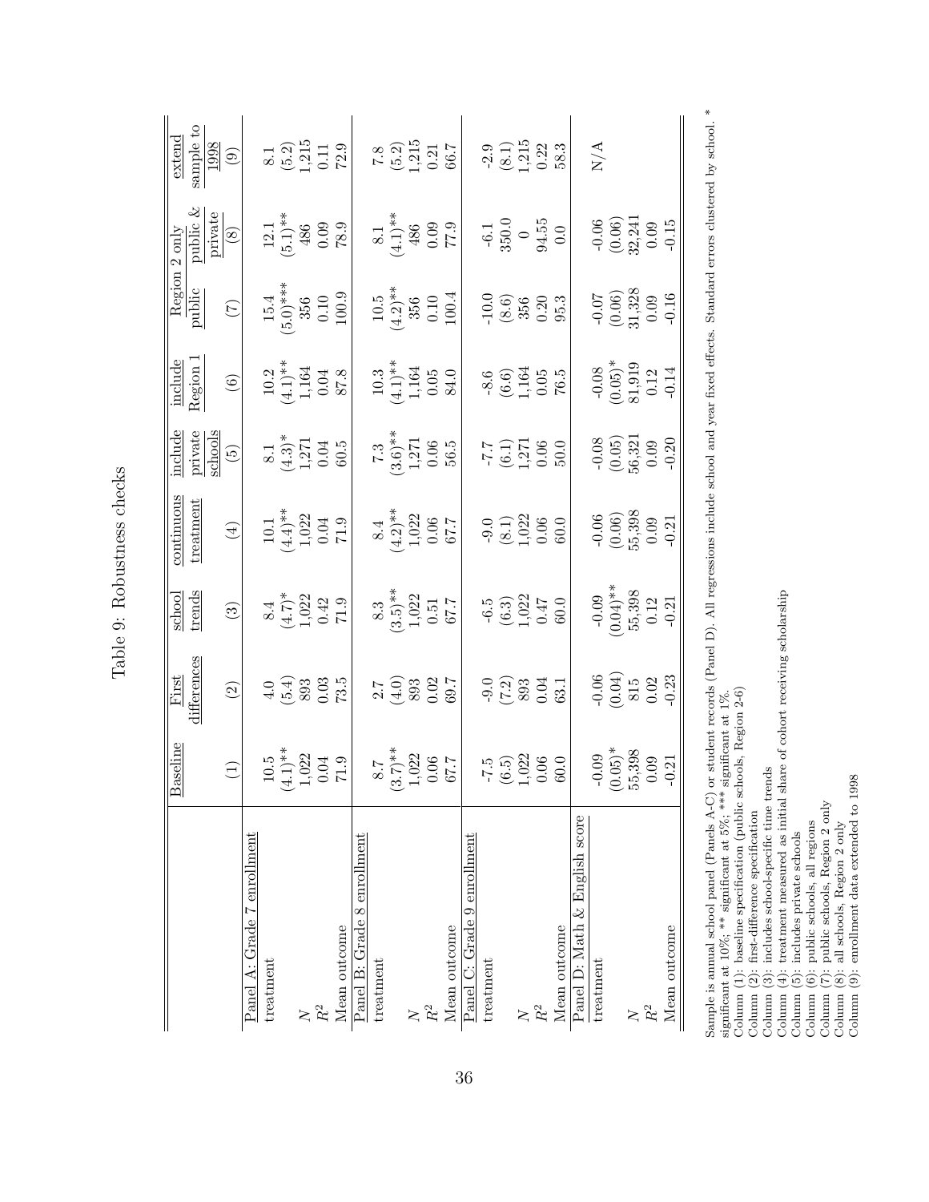## Table 9: Robustness checks

| | Baseline | First differences | school trends | continuous treatment | include private schools | include Region 1 | Region 2 only public | Region 2 only public & private | extend sample to 1998 |
|---|---|---|---|---|---|---|---|---|---|
| | (1) | (2) | (3) | (4) | (5) | (6) | (7) | (8) | (9) |
| Panel A: Grade 7 enrollment | | | | | | | | | |
| treatment | 10.5 | 4.0 | 8.4 | 10.1 | 8.1 | 10.2 | 15.4 | 12.1 | 8.1 |
| | (4.1)** | (5.4) | (4.7)* | (4.4)** | (4.3)* | (4.1)** | (5.0)*** | (5.1)** | (5.2) |
| $N$ | 1,022 | 893 | 1,022 | 1,022 | 1,271 | 1,164 | 356 | 486 | 1,215 |
| $R^2$ | 0.04 | 0.03 | 0.42 | 0.04 | 0.04 | 0.04 | 0.10 | 0.09 | 0.11 |
| Mean outcome | 71.9 | 73.5 | 71.9 | 71.9 | 60.5 | 87.8 | 100.9 | 78.9 | 72.9 |
| Panel B: Grade 8 enrollment | | | | | | | | | |
| treatment | 8.7 | 2.7 | 8.3 | 8.4 | 7.3 | 10.3 | 10.5 | 8.1 | 7.8 |
| | (3.7)** | (4.0) | (3.5)** | (4.2)** | (3.6)** | (4.1)** | (4.2)** | (4.1)** | (5.2) |
| $N$ | 1,022 | 893 | 1,022 | 1,022 | 1,271 | 1,164 | 356 | 486 | 1,215 |
| $R^2$ | 0.06 | 0.02 | 0.51 | 0.06 | 0.06 | 0.05 | 0.10 | 0.09 | 0.21 |
| Mean outcome | 67.7 | 69.7 | 67.7 | 67.7 | 56.5 | 84.0 | 100.4 | 77.9 | 66.7 |
| Panel C: Grade 9 enrollment | | | | | | | | | |
| treatment | -7.5 | -9.0 | -6.5 | -9.0 | -7.7 | -8.6 | -10.0 | -6.1 | -2.9 |
| | (6.5) | (7.2) | (6.3) | (8.1) | (6.1) | (6.6) | (8.6) | 350.0 | (8.1) |
| $N$ | 1,022 | 893 | 1,022 | 1,022 | 1,271 | 1,164 | 356 | 0 | 1,215 |
| $R^2$ | 0.06 | 0.04 | 0.47 | 0.06 | 0.06 | 0.05 | 0.20 | 94.55 | 0.22 |
| Mean outcome | 60.0 | 63.1 | 60.0 | 60.0 | 50.0 | 76.5 | 95.3 | 0.0 | 58.3 |
| Panel D: Math & English score | | | | | | | | | |
| treatment | -0.09 | -0.06 | -0.09 | -0.06 | -0.08 | -0.08 | -0.07 | -0.06 | N/A |
| | (0.05)* | (0.04) | (0.04)** | (0.06) | (0.05) | (0.05)* | (0.06) | (0.06) | |
| $N$ | 55,398 | 815 | 55,398 | 55,398 | 56,321 | 81,919 | 31,328 | 32,241 | |
| $R^2$ | 0.09 | 0.02 | 0.12 | 0.09 | 0.09 | 0.12 | 0.09 | 0.09 | |
| Mean outcome | -0.21 | -0.23 | -0.21 | -0.21 | -0.20 | -0.14 | -0.16 | -0.15 | |

Sample is annual school panel (Panels A-C) or student records (Panel D). All regressions include school and year fixed effects. Standard errors clustered by school. * significant at 10%; ** significant at 5%; *** significant at 1%.
Column (1): baseline specification (public schools, Region 2-6)
Column (2): first-difference specification
Column (3): includes school-specific time trends
Column (4): treatment measured as initial share of cohort receiving scholarship
Column (5): includes private schools
Column (6): public schools, all regions
Column (7): public schools, Region 2 only
Column (8): all schools, Region 2 only
Column (9): enrollment data extended to 1998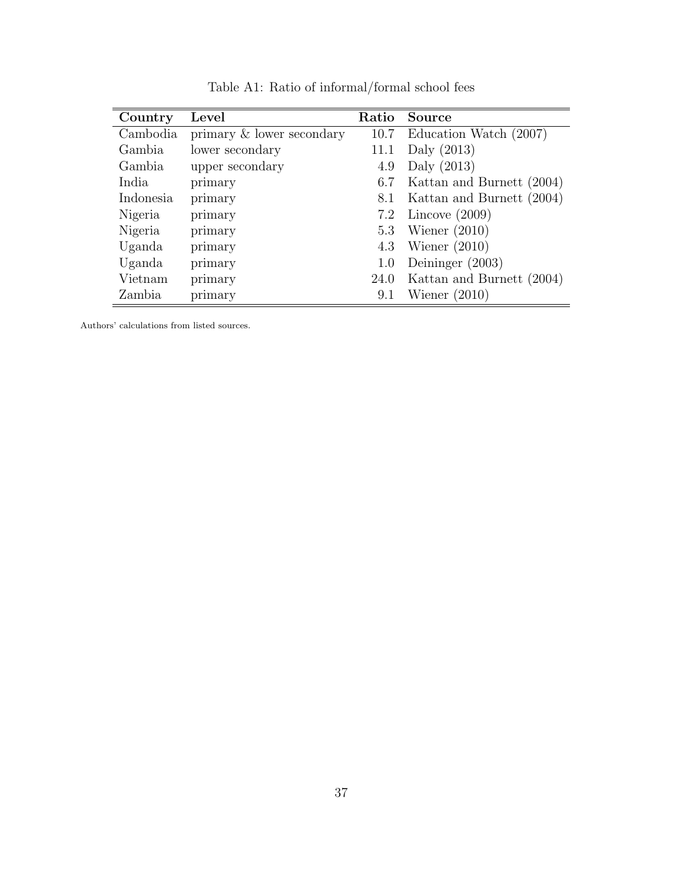Table A1: Ratio of informal/formal school fees

| **Country** | **Level** | **Ratio** | **Source** |
|---|---|---|---|
| Cambodia | primary & lower secondary | 10.7 | Education Watch (2007) |
| Gambia | lower secondary | 11.1 | Daly (2013) |
| Gambia | upper secondary | 4.9 | Daly (2013) |
| India | primary | 6.7 | Kattan and Burnett (2004) |
| Indonesia | primary | 8.1 | Kattan and Burnett (2004) |
| Nigeria | primary | 7.2 | Lincove (2009) |
| Nigeria | primary | 5.3 | Wiener (2010) |
| Uganda | primary | 4.3 | Wiener (2010) |
| Uganda | primary | 1.0 | Deininger (2003) |
| Vietnam | primary | 24.0 | Kattan and Burnett (2004) |
| Zambia | primary | 9.1 | Wiener (2010) |

Authors' calculations from listed sources.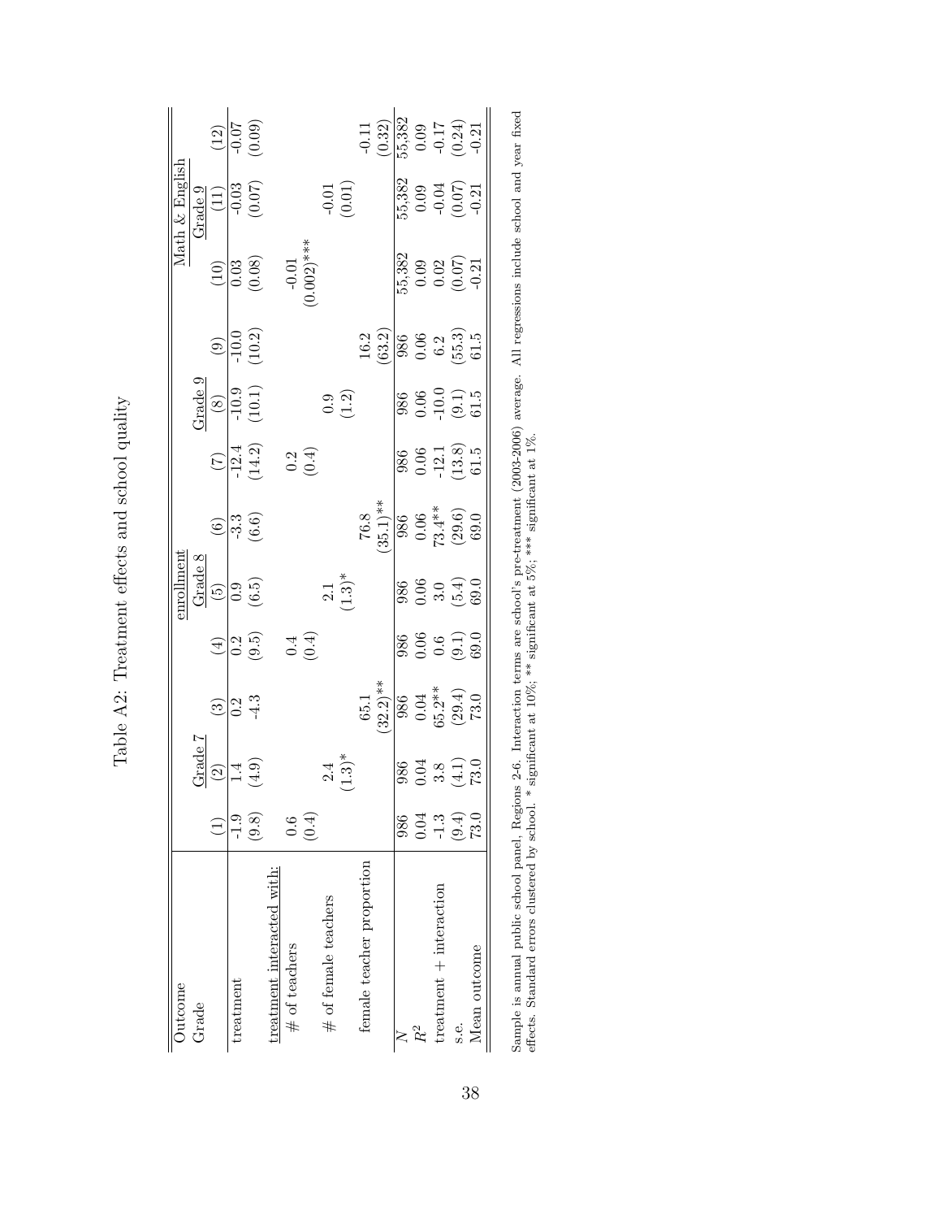Table A2: Treatment effects and school quality

| Outcome | enrollment | | | | | | | | | Math & English | | |
|---|---|---|---|---|---|---|---|---|---|---|---|---|
| Grade | Grade 7 | | | Grade 8 | | | Grade 9 | | | Grade 9 | | |
| | (1) | (2) | (3) | (4) | (5) | (6) | (7) | (8) | (9) | (10) | (11) | (12) |
| treatment | -1.9 | 1.4 | 0.2 | 0.2 | 0.9 | -3.3 | -12.4 | -10.9 | -10.0 | 0.03 | -0.03 | -0.07 |
| | (9.8) | (4.9) | -4.3 | (9.5) | (6.5) | (6.6) | (14.2) | (10.1) | (10.2) | (0.08) | (0.07) | (0.09) |
| treatment interacted with: | | | | | | | | | | | | |
| # of teachers | 0.6 | | | 0.4 | | | 0.2 | | | -0.01 | | |
| | (0.4) | | | (0.4) | | | (0.4) | | | (0.002)*** | | |
| # of female teachers | | 2.4 | | | 2.1 | | | 0.9 | | | -0.01 | |
| | | (1.3)* | | | (1.3)* | | | (1.2) | | | (0.01) | |
| female teacher proportion | | | 65.1 | | | 76.8 | | | 16.2 | | | -0.11 |
| | | | (32.2)** | | | (35.1)** | | | (63.2) | | | (0.32) |
| $N$ | 986 | 986 | 986 | 986 | 986 | 986 | 986 | 986 | 986 | 55,382 | 55,382 | 55,382 |
| $R^2$ | 0.04 | 0.04 | 0.04 | 0.06 | 0.06 | 0.06 | 0.06 | 0.06 | 0.06 | 0.09 | 0.09 | 0.09 |
| treatment + interaction | -1.3 | 3.8 | 65.2** | 0.6 | 3.0 | 73.4** | -12.1 | -10.0 | 6.2 | 0.02 | -0.04 | -0.17 |
| s.e. | (9.4) | (4.1) | (29.4) | (9.1) | (5.4) | (29.6) | (13.8) | (9.1) | (55.3) | (0.07) | (0.07) | (0.24) |
| Mean outcome | 73.0 | 73.0 | 73.0 | 69.0 | 69.0 | 69.0 | 61.5 | 61.5 | 61.5 | -0.21 | -0.21 | -0.21 |

Sample is annual public school panel, Regions 2-6. Interaction terms are school's pre-treatment (2003-2006) average. All regressions include school and year fixed effects. Standard errors clustered by school. * significant at 10%; ** significant at 5%; *** significant at 1%.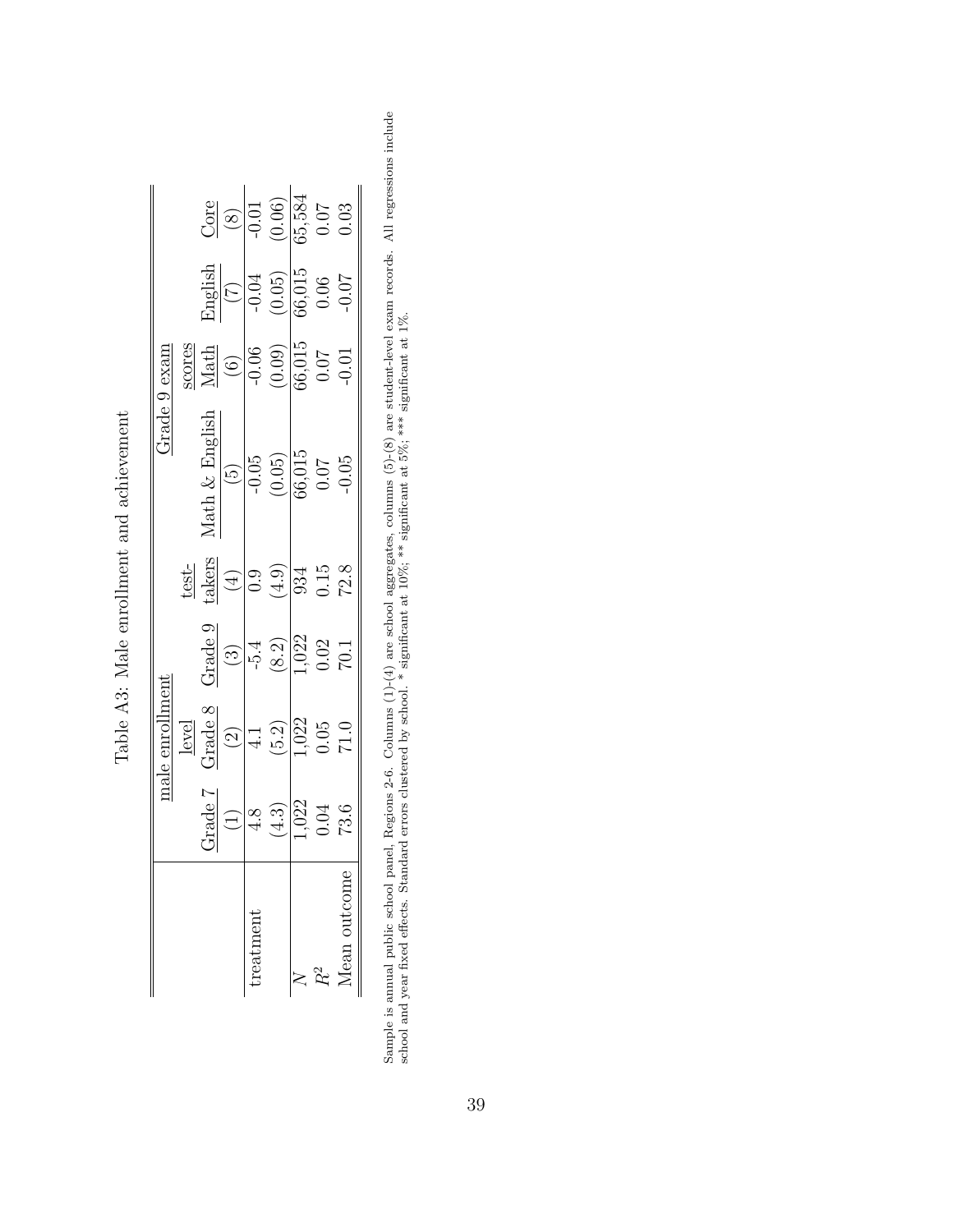Table A3: Male enrollment and achievement

| | male enrollment level | | | test-takers | Grade 9 exam scores | | | |
|---|---|---|---|---|---|---|---|---|
| | Grade 7 | Grade 8 | Grade 9 | | Math & English | Math | English | Core |
| | (1) | (2) | (3) | (4) | (5) | (6) | (7) | (8) |
| treatment | 4.8 | 4.1 | -5.4 | 0.9 | -0.05 | -0.06 | -0.04 | -0.01 |
| | (4.3) | (5.2) | (8.2) | (4.9) | (0.05) | (0.09) | (0.05) | (0.06) |
| $N$ | 1,022 | 1,022 | 1,022 | 934 | 66,015 | 66,015 | 66,015 | 65,584 |
| $R^2$ | 0.04 | 0.05 | 0.02 | 0.15 | 0.07 | 0.07 | 0.06 | 0.07 |
| Mean outcome | 73.6 | 71.0 | 70.1 | 72.8 | -0.05 | -0.01 | -0.07 | 0.03 |

Sample is annual public school panel, Regions 2-6. Columns (1)-(4) are school aggregates, columns (5)-(8) are student-level exam records. All regressions include school and year fixed effects. Standard errors clustered by school. * significant at 10%; ** significant at 5%; *** significant at 1%.